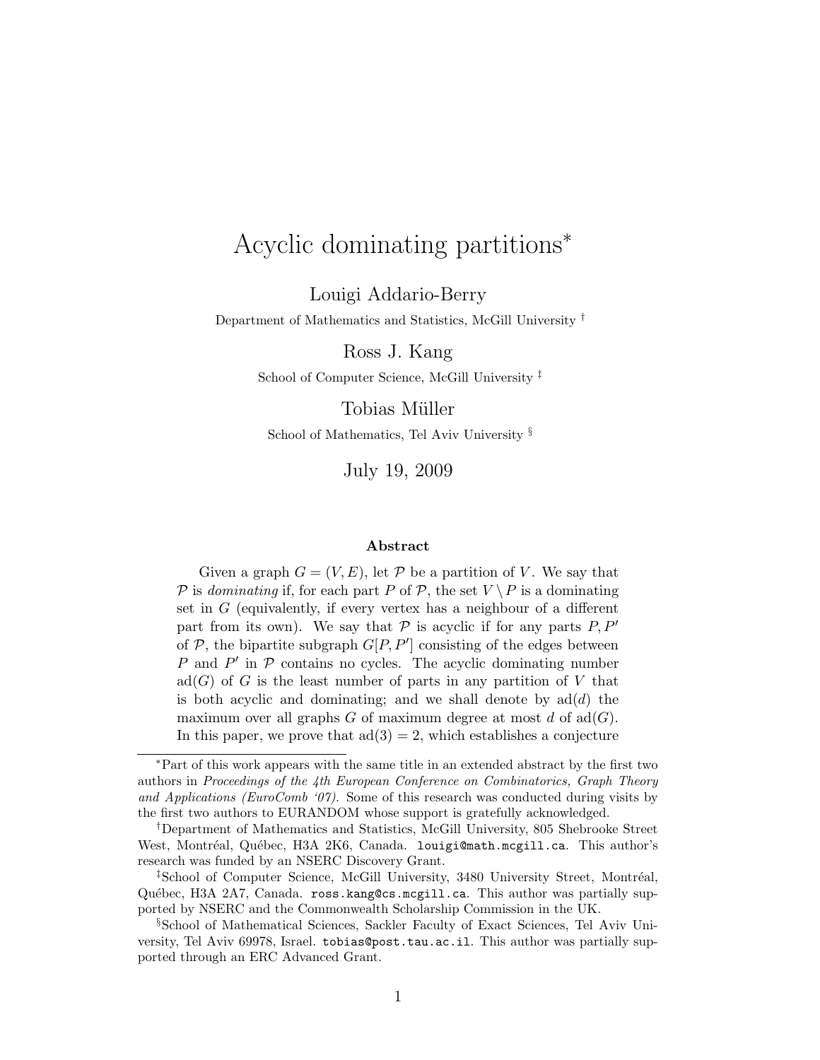// Title and authors

# Acyclic dominating partitions*

Louigi Addario-Berry

Department of Mathematics and Statistics, McGill University †

Ross J. Kang

School of Computer Science, McGill University ‡

Tobias Müller

School of Mathematics, Tel Aviv University §

July 19, 2009

## Abstract

Given a graph $G = (V, E)$, let $\mathcal{P}$ be a partition of $V$. We say that $\mathcal{P}$ is *dominating* if, for each part $P$ of $\mathcal{P}$, the set $V \setminus P$ is a dominating set in $G$ (equivalently, if every vertex has a neighbour of a different part from its own). We say that $\mathcal{P}$ is acyclic if for any parts $P, P'$ of $\mathcal{P}$, the bipartite subgraph $G[P, P']$ consisting of the edges between $P$ and $P'$ in $\mathcal{P}$ contains no cycles. The acyclic dominating number $\mathrm{ad}(G)$ of $G$ is the least number of parts in any partition of $V$ that is both acyclic and dominating; and we shall denote by $\mathrm{ad}(d)$ the maximum over all graphs $G$ of maximum degree at most $d$ of $\mathrm{ad}(G)$. In this paper, we prove that $\mathrm{ad}(3) = 2$, which establishes a conjecture

---

*Part of this work appears with the same title in an extended abstract by the first two authors in *Proceedings of the 4th European Conference on Combinatorics, Graph Theory and Applications (EuroComb '07)*. Some of this research was conducted during visits by the first two authors to EURANDOM whose support is gratefully acknowledged.

†Department of Mathematics and Statistics, McGill University, 805 Shebrooke Street West, Montréal, Québec, H3A 2K6, Canada. louigi@math.mcgill.ca. This author's research was funded by an NSERC Discovery Grant.

‡School of Computer Science, McGill University, 3480 University Street, Montréal, Québec, H3A 2A7, Canada. ross.kang@cs.mcgill.ca. This author was partially supported by NSERC and the Commonwealth Scholarship Commission in the UK.

§School of Mathematical Sciences, Sackler Faculty of Exact Sciences, Tel Aviv University, Tel Aviv 69978, Israel. tobias@post.tau.ac.il. This author was partially supported through an ERC Advanced Grant.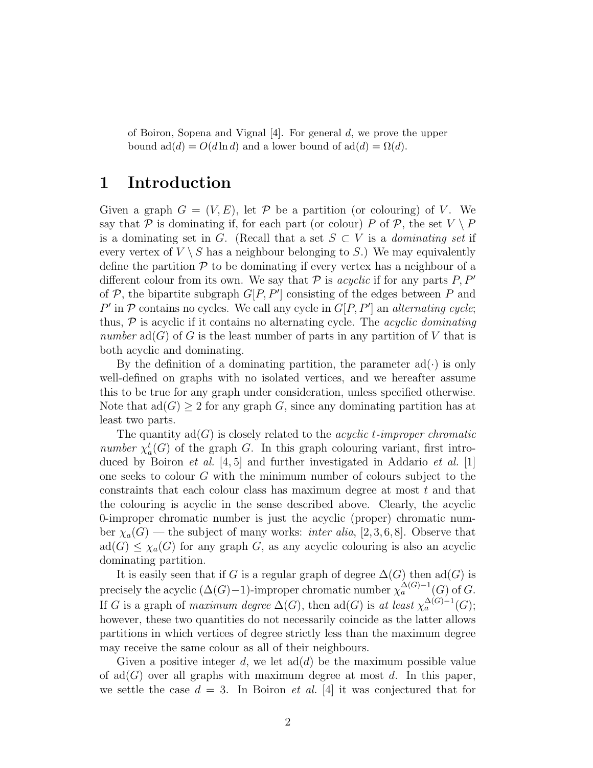of Boiron, Sopena and Vignal [4]. For general $d$, we prove the upper bound $\mathrm{ad}(d) = O(d \ln d)$ and a lower bound of $\mathrm{ad}(d) = \Omega(d)$.

# 1 Introduction

Given a graph $G = (V, E)$, let $\mathcal{P}$ be a partition (or colouring) of $V$. We say that $\mathcal{P}$ is dominating if, for each part (or colour) $P$ of $\mathcal{P}$, the set $V \setminus P$ is a dominating set in $G$. (Recall that a set $S \subset V$ is a *dominating set* if every vertex of $V \setminus S$ has a neighbour belonging to $S$.) We may equivalently define the partition $\mathcal{P}$ to be dominating if every vertex has a neighbour of a different colour from its own. We say that $\mathcal{P}$ is *acyclic* if for any parts $P, P'$ of $\mathcal{P}$, the bipartite subgraph $G[P, P']$ consisting of the edges between $P$ and $P'$ in $\mathcal{P}$ contains no cycles. We call any cycle in $G[P, P']$ an *alternating cycle*; thus, $\mathcal{P}$ is acyclic if it contains no alternating cycle. The *acyclic dominating number* $\mathrm{ad}(G)$ of $G$ is the least number of parts in any partition of $V$ that is both acyclic and dominating.

By the definition of a dominating partition, the parameter $\mathrm{ad}(\cdot)$ is only well-defined on graphs with no isolated vertices, and we hereafter assume this to be true for any graph under consideration, unless specified otherwise. Note that $\mathrm{ad}(G) \geq 2$ for any graph $G$, since any dominating partition has at least two parts.

The quantity $\mathrm{ad}(G)$ is closely related to the *acyclic $t$-improper chromatic number* $\chi_a^t(G)$ of the graph $G$. In this graph colouring variant, first introduced by Boiron *et al.* [4, 5] and further investigated in Addario *et al.* [1] one seeks to colour $G$ with the minimum number of colours subject to the constraints that each colour class has maximum degree at most $t$ and that the colouring is acyclic in the sense described above. Clearly, the acyclic 0-improper chromatic number is just the acyclic (proper) chromatic number $\chi_a(G)$ — the subject of many works: *inter alia*, [2, 3, 6, 8]. Observe that $\mathrm{ad}(G) \leq \chi_a(G)$ for any graph $G$, as any acyclic colouring is also an acyclic dominating partition.

It is easily seen that if $G$ is a regular graph of degree $\Delta(G)$ then $\mathrm{ad}(G)$ is precisely the acyclic $(\Delta(G)-1)$-improper chromatic number $\chi_a^{\Delta(G)-1}(G)$ of $G$. If $G$ is a graph of *maximum degree* $\Delta(G)$, then $\mathrm{ad}(G)$ is *at least* $\chi_a^{\Delta(G)-1}(G)$; however, these two quantities do not necessarily coincide as the latter allows partitions in which vertices of degree strictly less than the maximum degree may receive the same colour as all of their neighbours.

Given a positive integer $d$, we let $\mathrm{ad}(d)$ be the maximum possible value of $\mathrm{ad}(G)$ over all graphs with maximum degree at most $d$. In this paper, we settle the case $d = 3$. In Boiron *et al.* [4] it was conjectured that for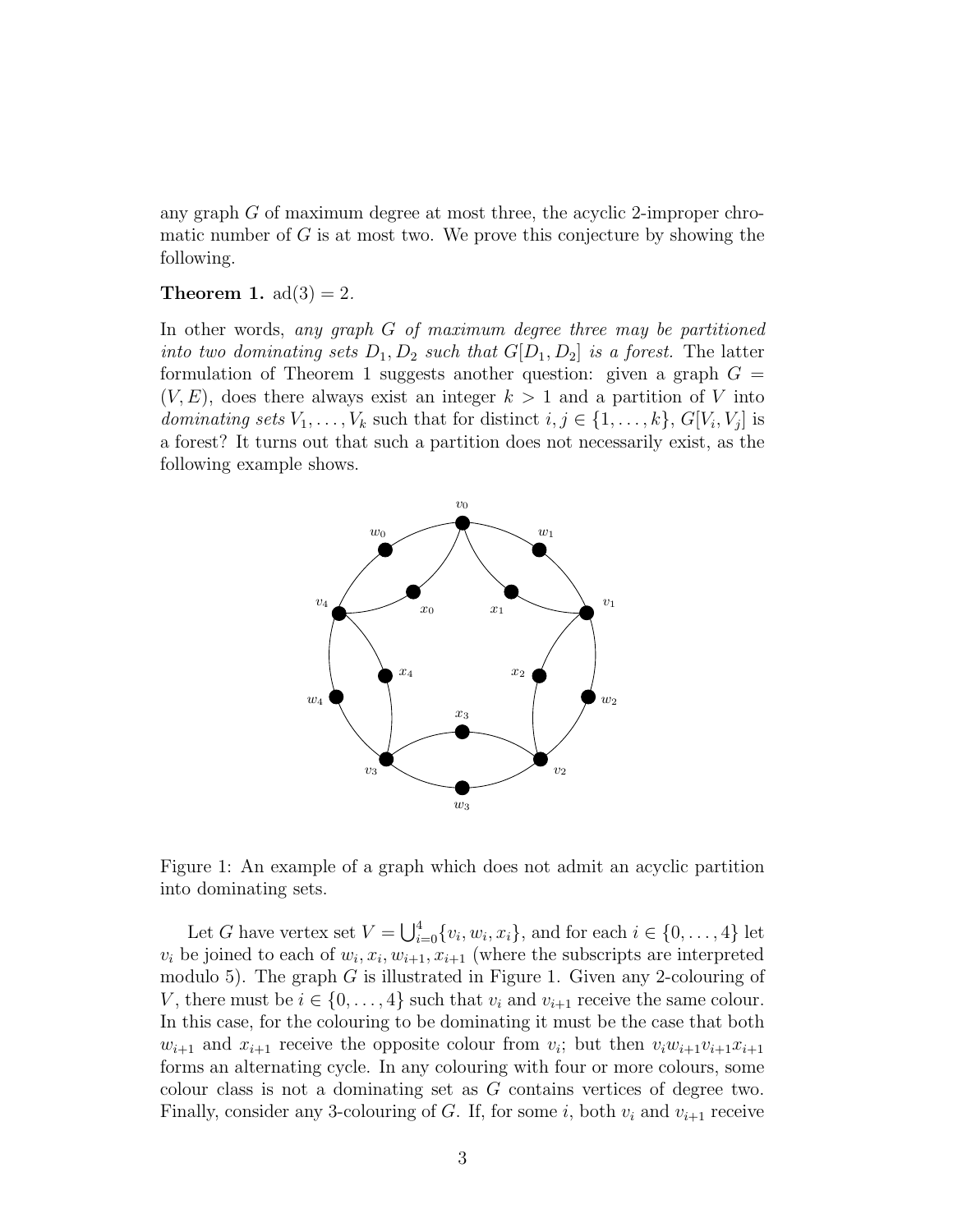any graph $G$ of maximum degree at most three, the acyclic 2-improper chromatic number of $G$ is at most two. We prove this conjecture by showing the following.

**Theorem 1.** $\mathrm{ad}(3) = 2$.

In other words, *any graph $G$ of maximum degree three may be partitioned into two dominating sets $D_1, D_2$ such that $G[D_1, D_2]$ is a forest.* The latter formulation of Theorem 1 suggests another question: given a graph $G = (V, E)$, does there always exist an integer $k > 1$ and a partition of $V$ into *dominating sets* $V_1, \ldots, V_k$ such that for distinct $i, j \in \{1, \ldots, k\}$, $G[V_i, V_j]$ is a forest? It turns out that such a partition does not necessarily exist, as the following example shows.

$v_0$

$w_0$ $w_1$

$v_4$ $x_0$ $x_1$ $v_1$

$x_4$ $x_2$

$w_4$ $w_2$

$x_3$

$v_3$ $v_2$

$w_3$

Figure 1: An example of a graph which does not admit an acyclic partition into dominating sets.

Let $G$ have vertex set $V = \bigcup_{i=0}^{4}\{v_i, w_i, x_i\}$, and for each $i \in \{0, \ldots, 4\}$ let $v_i$ be joined to each of $w_i, x_i, w_{i+1}, x_{i+1}$ (where the subscripts are interpreted modulo 5). The graph $G$ is illustrated in Figure 1. Given any 2-colouring of $V$, there must be $i \in \{0, \ldots, 4\}$ such that $v_i$ and $v_{i+1}$ receive the same colour. In this case, for the colouring to be dominating it must be the case that both $w_{i+1}$ and $x_{i+1}$ receive the opposite colour from $v_i$; but then $v_i w_{i+1} v_{i+1} x_{i+1}$ forms an alternating cycle. In any colouring with four or more colours, some colour class is not a dominating set as $G$ contains vertices of degree two. Finally, consider any 3-colouring of $G$. If, for some $i$, both $v_i$ and $v_{i+1}$ receive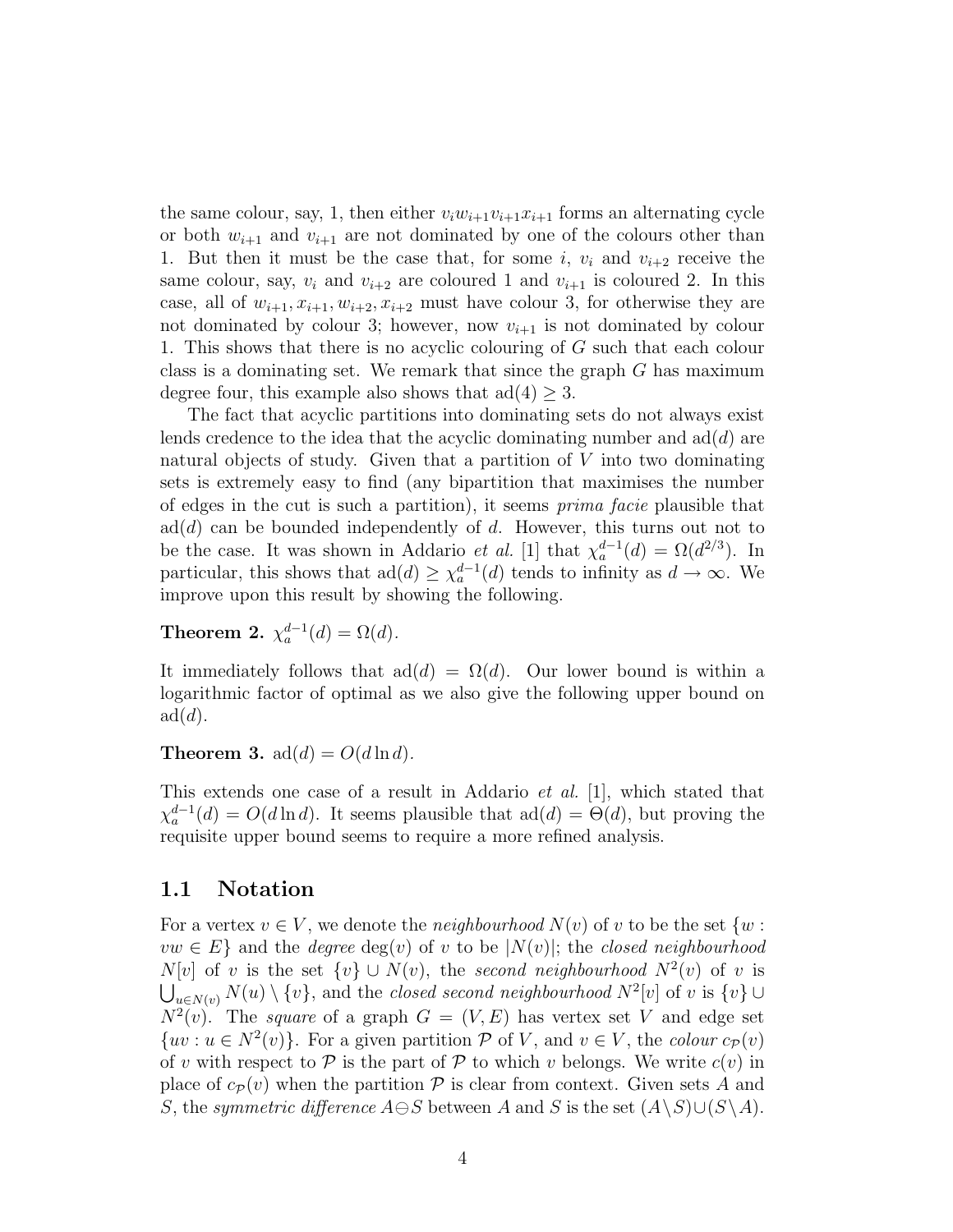the same colour, say, 1, then either $v_i w_{i+1} v_{i+1} x_{i+1}$ forms an alternating cycle or both $w_{i+1}$ and $v_{i+1}$ are not dominated by one of the colours other than 1. But then it must be the case that, for some $i$, $v_i$ and $v_{i+2}$ receive the same colour, say, $v_i$ and $v_{i+2}$ are coloured 1 and $v_{i+1}$ is coloured 2. In this case, all of $w_{i+1}, x_{i+1}, w_{i+2}, x_{i+2}$ must have colour 3, for otherwise they are not dominated by colour 3; however, now $v_{i+1}$ is not dominated by colour 1. This shows that there is no acyclic colouring of $G$ such that each colour class is a dominating set. We remark that since the graph $G$ has maximum degree four, this example also shows that $\mathrm{ad}(4) \geq 3$.

The fact that acyclic partitions into dominating sets do not always exist lends credence to the idea that the acyclic dominating number and $\mathrm{ad}(d)$ are natural objects of study. Given that a partition of $V$ into two dominating sets is extremely easy to find (any bipartition that maximises the number of edges in the cut is such a partition), it seems *prima facie* plausible that $\mathrm{ad}(d)$ can be bounded independently of $d$. However, this turns out not to be the case. It was shown in Addario *et al.* [1] that $\chi_a^{d-1}(d) = \Omega(d^{2/3})$. In particular, this shows that $\mathrm{ad}(d) \geq \chi_a^{d-1}(d)$ tends to infinity as $d \to \infty$. We improve upon this result by showing the following.

**Theorem 2.** $\chi_a^{d-1}(d) = \Omega(d)$.

It immediately follows that $\mathrm{ad}(d) = \Omega(d)$. Our lower bound is within a logarithmic factor of optimal as we also give the following upper bound on $\mathrm{ad}(d)$.

**Theorem 3.** $\mathrm{ad}(d) = O(d \ln d)$.

This extends one case of a result in Addario *et al.* [1], which stated that $\chi_a^{d-1}(d) = O(d \ln d)$. It seems plausible that $\mathrm{ad}(d) = \Theta(d)$, but proving the requisite upper bound seems to require a more refined analysis.

## 1.1 Notation

For a vertex $v \in V$, we denote the *neighbourhood* $N(v)$ of $v$ to be the set $\{w : vw \in E\}$ and the *degree* $\deg(v)$ of $v$ to be $|N(v)|$; the *closed neighbourhood* $N[v]$ of $v$ is the set $\{v\} \cup N(v)$, the *second neighbourhood* $N^2(v)$ of $v$ is $\bigcup_{u \in N(v)} N(u) \setminus \{v\}$, and the *closed second neighbourhood* $N^2[v]$ of $v$ is $\{v\} \cup N^2(v)$. The *square* of a graph $G = (V, E)$ has vertex set $V$ and edge set $\{uv : u \in N^2(v)\}$. For a given partition $\mathcal{P}$ of $V$, and $v \in V$, the *colour* $c_{\mathcal{P}}(v)$ of $v$ with respect to $\mathcal{P}$ is the part of $\mathcal{P}$ to which $v$ belongs. We write $c(v)$ in place of $c_{\mathcal{P}}(v)$ when the partition $\mathcal{P}$ is clear from context. Given sets $A$ and $S$, the *symmetric difference* $A \ominus S$ between $A$ and $S$ is the set $(A \setminus S) \cup (S \setminus A)$.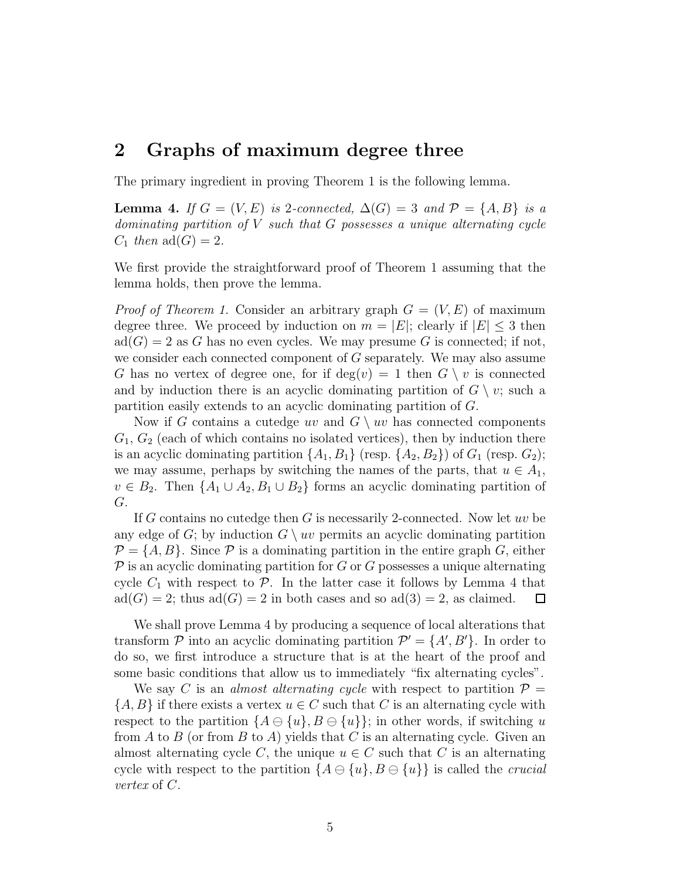## 2 Graphs of maximum degree three

The primary ingredient in proving Theorem 1 is the following lemma.

**Lemma 4.** *If $G = (V, E)$ is 2-connected, $\Delta(G) = 3$ and $\mathcal{P} = \{A, B\}$ is a dominating partition of $V$ such that $G$ possesses a unique alternating cycle $C_1$ then* $\text{ad}(G) = 2$.

We first provide the straightforward proof of Theorem 1 assuming that the lemma holds, then prove the lemma.

*Proof of Theorem 1.* Consider an arbitrary graph $G = (V, E)$ of maximum degree three. We proceed by induction on $m = |E|$; clearly if $|E| \leq 3$ then $\text{ad}(G) = 2$ as $G$ has no even cycles. We may presume $G$ is connected; if not, we consider each connected component of $G$ separately. We may also assume $G$ has no vertex of degree one, for if $\deg(v) = 1$ then $G \setminus v$ is connected and by induction there is an acyclic dominating partition of $G \setminus v$; such a partition easily extends to an acyclic dominating partition of $G$.

Now if $G$ contains a cutedge $uv$ and $G \setminus uv$ has connected components $G_1$, $G_2$ (each of which contains no isolated vertices), then by induction there is an acyclic dominating partition $\{A_1, B_1\}$ (resp. $\{A_2, B_2\}$) of $G_1$ (resp. $G_2$); we may assume, perhaps by switching the names of the parts, that $u \in A_1$, $v \in B_2$. Then $\{A_1 \cup A_2, B_1 \cup B_2\}$ forms an acyclic dominating partition of $G$.

If $G$ contains no cutedge then $G$ is necessarily 2-connected. Now let $uv$ be any edge of $G$; by induction $G \setminus uv$ permits an acyclic dominating partition $\mathcal{P} = \{A, B\}$. Since $\mathcal{P}$ is a dominating partition in the entire graph $G$, either $\mathcal{P}$ is an acyclic dominating partition for $G$ or $G$ possesses a unique alternating cycle $C_1$ with respect to $\mathcal{P}$. In the latter case it follows by Lemma 4 that $\text{ad}(G) = 2$; thus $\text{ad}(G) = 2$ in both cases and so $\text{ad}(3) = 2$, as claimed. $\square$

We shall prove Lemma 4 by producing a sequence of local alterations that transform $\mathcal{P}$ into an acyclic dominating partition $\mathcal{P}' = \{A', B'\}$. In order to do so, we first introduce a structure that is at the heart of the proof and some basic conditions that allow us to immediately "fix alternating cycles".

We say $C$ is an *almost alternating cycle* with respect to partition $\mathcal{P} = \{A, B\}$ if there exists a vertex $u \in C$ such that $C$ is an alternating cycle with respect to the partition $\{A \ominus \{u\}, B \ominus \{u\}\}$; in other words, if switching $u$ from $A$ to $B$ (or from $B$ to $A$) yields that $C$ is an alternating cycle. Given an almost alternating cycle $C$, the unique $u \in C$ such that $C$ is an alternating cycle with respect to the partition $\{A \ominus \{u\}, B \ominus \{u\}\}$ is called the *crucial vertex* of $C$.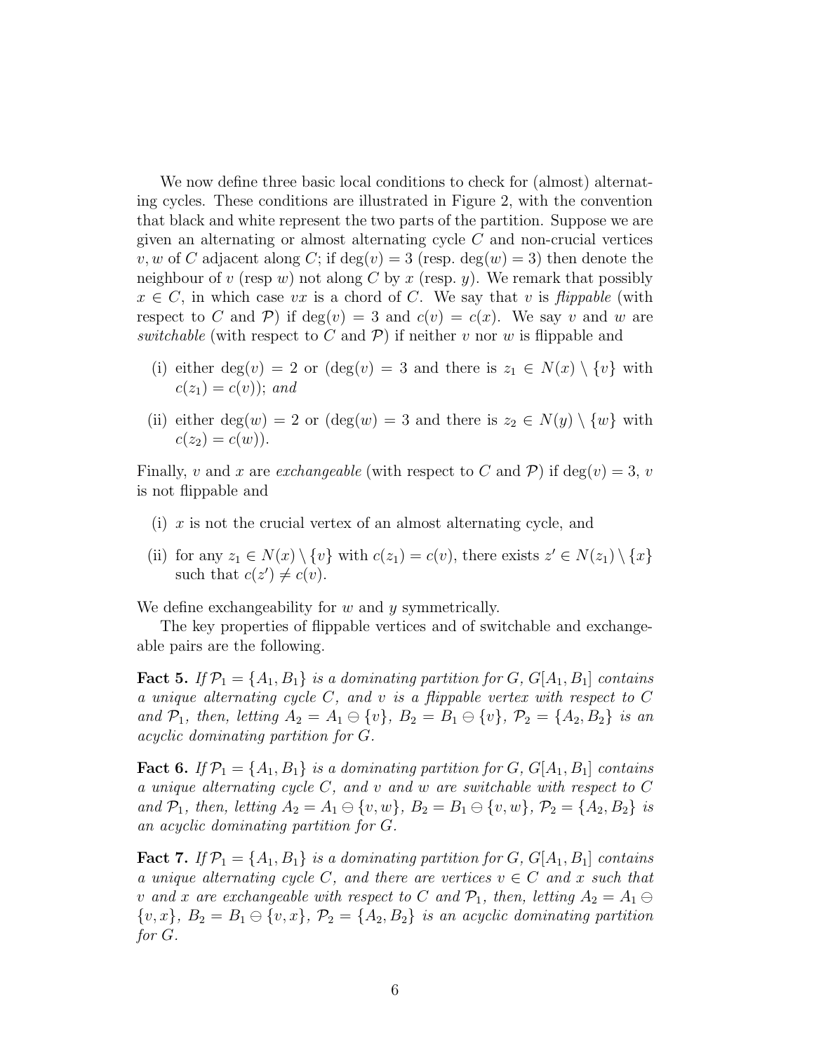We now define three basic local conditions to check for (almost) alternating cycles. These conditions are illustrated in Figure 2, with the convention that black and white represent the two parts of the partition. Suppose we are given an alternating or almost alternating cycle $C$ and non-crucial vertices $v, w$ of $C$ adjacent along $C$; if $\deg(v) = 3$ (resp. $\deg(w) = 3$) then denote the neighbour of $v$ (resp $w$) not along $C$ by $x$ (resp. $y$). We remark that possibly $x \in C$, in which case $vx$ is a chord of $C$. We say that $v$ is *flippable* (with respect to $C$ and $\mathcal{P}$) if $\deg(v) = 3$ and $c(v) = c(x)$. We say $v$ and $w$ are *switchable* (with respect to $C$ and $\mathcal{P}$) if neither $v$ nor $w$ is flippable and

- (i) either $\deg(v) = 2$ or ($\deg(v) = 3$ and there is $z_1 \in N(x) \setminus \{v\}$ with $c(z_1) = c(v)$); *and*
- (ii) either $\deg(w) = 2$ or ($\deg(w) = 3$ and there is $z_2 \in N(y) \setminus \{w\}$ with $c(z_2) = c(w)$).

Finally, $v$ and $x$ are *exchangeable* (with respect to $C$ and $\mathcal{P}$) if $\deg(v) = 3$, $v$ is not flippable and

- (i) $x$ is not the crucial vertex of an almost alternating cycle, and
- (ii) for any $z_1 \in N(x) \setminus \{v\}$ with $c(z_1) = c(v)$, there exists $z' \in N(z_1) \setminus \{x\}$ such that $c(z') \neq c(v)$.

We define exchangeability for $w$ and $y$ symmetrically.

The key properties of flippable vertices and of switchable and exchangeable pairs are the following.

**Fact 5.** *If $\mathcal{P}_1 = \{A_1, B_1\}$ is a dominating partition for $G$, $G[A_1, B_1]$ contains a unique alternating cycle $C$, and $v$ is a flippable vertex with respect to $C$ and $\mathcal{P}_1$, then, letting $A_2 = A_1 \ominus \{v\}$, $B_2 = B_1 \ominus \{v\}$, $\mathcal{P}_2 = \{A_2, B_2\}$ is an acyclic dominating partition for $G$.*

**Fact 6.** *If $\mathcal{P}_1 = \{A_1, B_1\}$ is a dominating partition for $G$, $G[A_1, B_1]$ contains a unique alternating cycle $C$, and $v$ and $w$ are switchable with respect to $C$ and $\mathcal{P}_1$, then, letting $A_2 = A_1 \ominus \{v, w\}$, $B_2 = B_1 \ominus \{v, w\}$, $\mathcal{P}_2 = \{A_2, B_2\}$ is an acyclic dominating partition for $G$.*

**Fact 7.** *If $\mathcal{P}_1 = \{A_1, B_1\}$ is a dominating partition for $G$, $G[A_1, B_1]$ contains a unique alternating cycle $C$, and there are vertices $v \in C$ and $x$ such that $v$ and $x$ are exchangeable with respect to $C$ and $\mathcal{P}_1$, then, letting $A_2 = A_1 \ominus \{v, x\}$, $B_2 = B_1 \ominus \{v, x\}$, $\mathcal{P}_2 = \{A_2, B_2\}$ is an acyclic dominating partition for $G$.*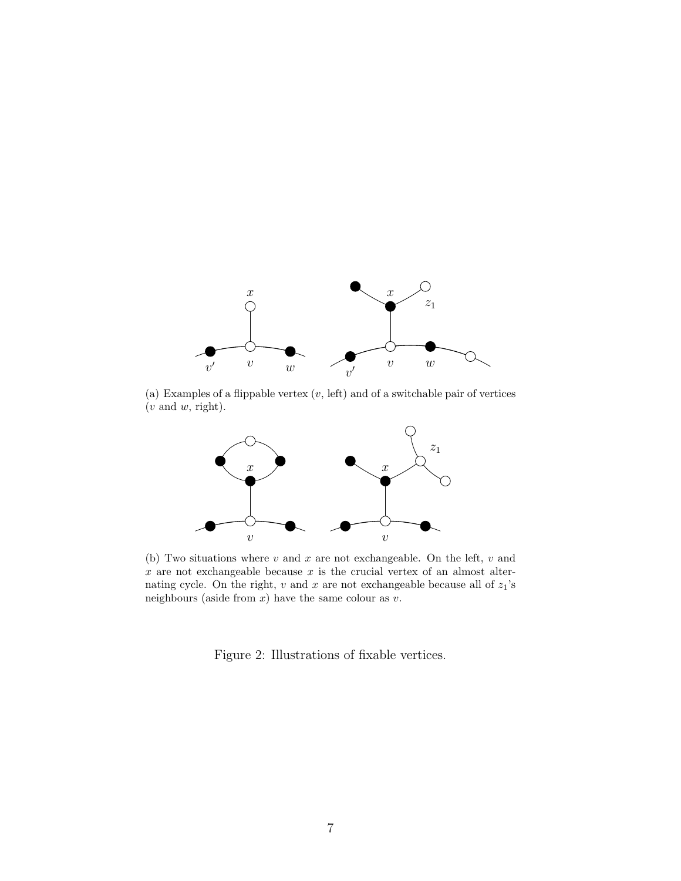$x$

$v'$ $v$ $w$

$x$ $z_1$

$v'$ $v$ $w$

(a) Examples of a flippable vertex ($v$, left) and of a switchable pair of vertices ($v$ and $w$, right).

$x$

$v$

$z_1$

$x$

$v$

(b) Two situations where $v$ and $x$ are not exchangeable. On the left, $v$ and $x$ are not exchangeable because $x$ is the crucial vertex of an almost alternating cycle. On the right, $v$ and $x$ are not exchangeable because all of $z_1$'s neighbours (aside from $x$) have the same colour as $v$.

Figure 2: Illustrations of fixable vertices.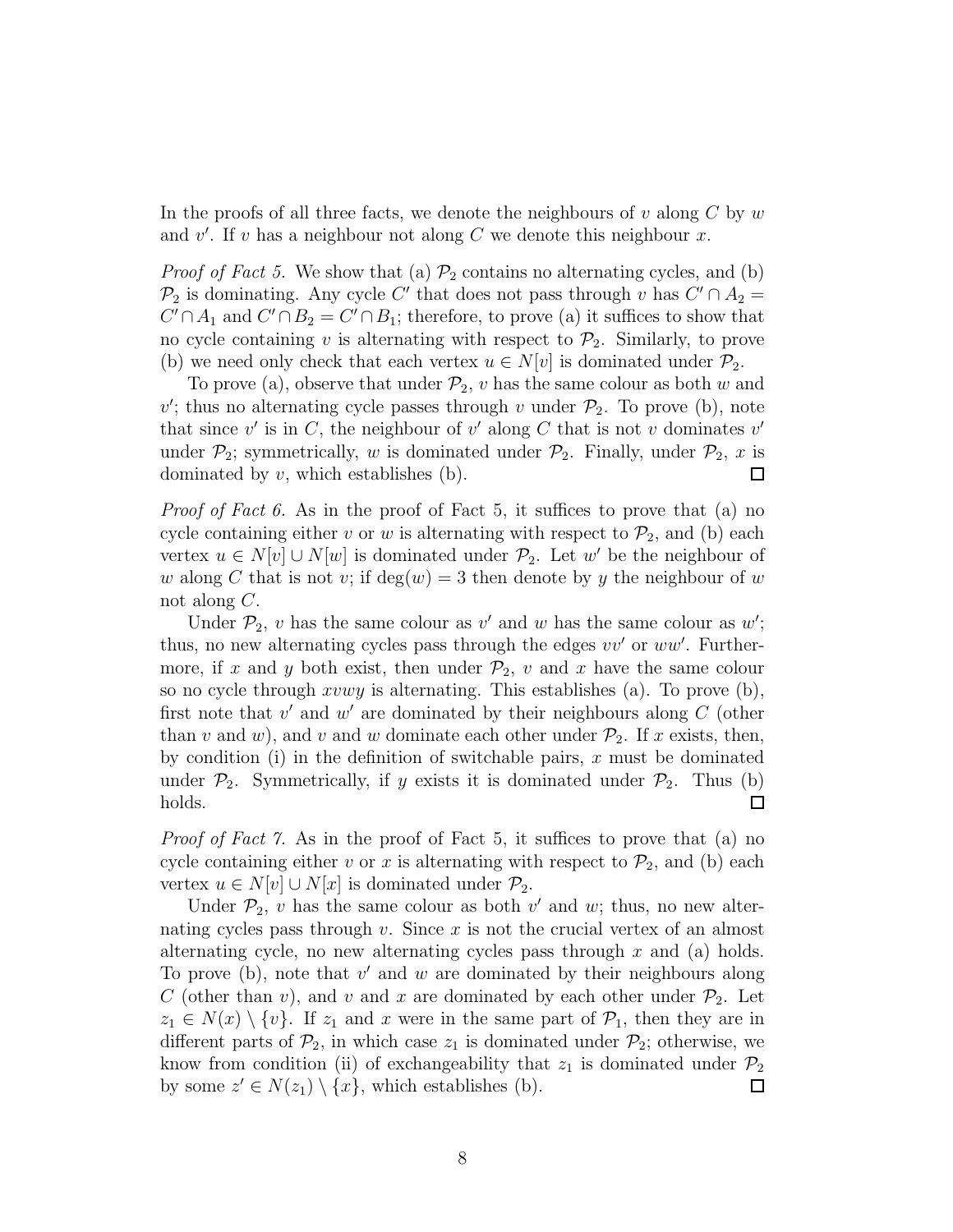In the proofs of all three facts, we denote the neighbours of $v$ along $C$ by $w$ and $v'$. If $v$ has a neighbour not along $C$ we denote this neighbour $x$.

*Proof of Fact 5.* We show that (a) $\mathcal{P}_2$ contains no alternating cycles, and (b) $\mathcal{P}_2$ is dominating. Any cycle $C'$ that does not pass through $v$ has $C' \cap A_2 = C' \cap A_1$ and $C' \cap B_2 = C' \cap B_1$; therefore, to prove (a) it suffices to show that no cycle containing $v$ is alternating with respect to $\mathcal{P}_2$. Similarly, to prove (b) we need only check that each vertex $u \in N[v]$ is dominated under $\mathcal{P}_2$.

To prove (a), observe that under $\mathcal{P}_2$, $v$ has the same colour as both $w$ and $v'$; thus no alternating cycle passes through $v$ under $\mathcal{P}_2$. To prove (b), note that since $v'$ is in $C$, the neighbour of $v'$ along $C$ that is not $v$ dominates $v'$ under $\mathcal{P}_2$; symmetrically, $w$ is dominated under $\mathcal{P}_2$. Finally, under $\mathcal{P}_2$, $x$ is dominated by $v$, which establishes (b). $\square$

*Proof of Fact 6.* As in the proof of Fact 5, it suffices to prove that (a) no cycle containing either $v$ or $w$ is alternating with respect to $\mathcal{P}_2$, and (b) each vertex $u \in N[v] \cup N[w]$ is dominated under $\mathcal{P}_2$. Let $w'$ be the neighbour of $w$ along $C$ that is not $v$; if $\deg(w) = 3$ then denote by $y$ the neighbour of $w$ not along $C$.

Under $\mathcal{P}_2$, $v$ has the same colour as $v'$ and $w$ has the same colour as $w'$; thus, no new alternating cycles pass through the edges $vv'$ or $ww'$. Furthermore, if $x$ and $y$ both exist, then under $\mathcal{P}_2$, $v$ and $x$ have the same colour so no cycle through $xvwy$ is alternating. This establishes (a). To prove (b), first note that $v'$ and $w'$ are dominated by their neighbours along $C$ (other than $v$ and $w$), and $v$ and $w$ dominate each other under $\mathcal{P}_2$. If $x$ exists, then, by condition (i) in the definition of switchable pairs, $x$ must be dominated under $\mathcal{P}_2$. Symmetrically, if $y$ exists it is dominated under $\mathcal{P}_2$. Thus (b) holds. $\square$

*Proof of Fact 7.* As in the proof of Fact 5, it suffices to prove that (a) no cycle containing either $v$ or $x$ is alternating with respect to $\mathcal{P}_2$, and (b) each vertex $u \in N[v] \cup N[x]$ is dominated under $\mathcal{P}_2$.

Under $\mathcal{P}_2$, $v$ has the same colour as both $v'$ and $w$; thus, no new alternating cycles pass through $v$. Since $x$ is not the crucial vertex of an almost alternating cycle, no new alternating cycles pass through $x$ and (a) holds. To prove (b), note that $v'$ and $w$ are dominated by their neighbours along $C$ (other than $v$), and $v$ and $x$ are dominated by each other under $\mathcal{P}_2$. Let $z_1 \in N(x) \setminus \{v\}$. If $z_1$ and $x$ were in the same part of $\mathcal{P}_1$, then they are in different parts of $\mathcal{P}_2$, in which case $z_1$ is dominated under $\mathcal{P}_2$; otherwise, we know from condition (ii) of exchangeability that $z_1$ is dominated under $\mathcal{P}_2$ by some $z' \in N(z_1) \setminus \{x\}$, which establishes (b). $\square$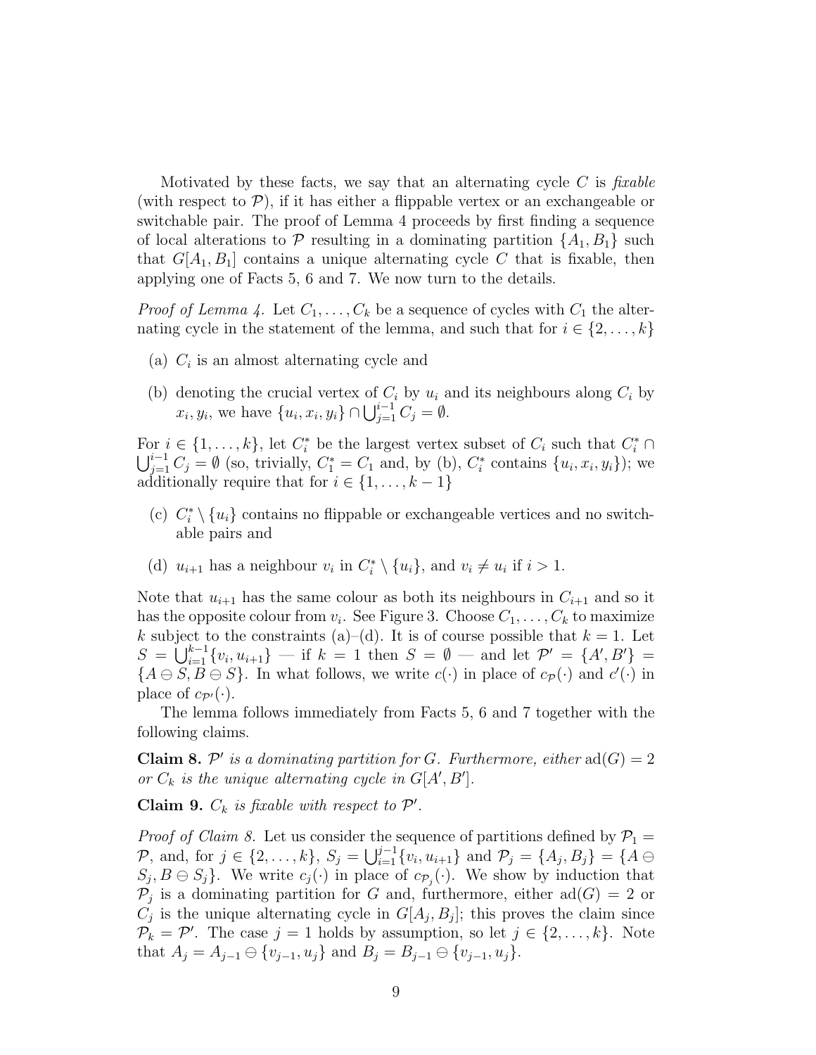Motivated by these facts, we say that an alternating cycle $C$ is *fixable* (with respect to $\mathcal{P}$), if it has either a flippable vertex or an exchangeable or switchable pair. The proof of Lemma 4 proceeds by first finding a sequence of local alterations to $\mathcal{P}$ resulting in a dominating partition $\{A_1, B_1\}$ such that $G[A_1, B_1]$ contains a unique alternating cycle $C$ that is fixable, then applying one of Facts 5, 6 and 7. We now turn to the details.

*Proof of Lemma 4.* Let $C_1, \ldots, C_k$ be a sequence of cycles with $C_1$ the alternating cycle in the statement of the lemma, and such that for $i \in \{2, \ldots, k\}$

(a) $C_i$ is an almost alternating cycle and

(b) denoting the crucial vertex of $C_i$ by $u_i$ and its neighbours along $C_i$ by $x_i, y_i$, we have $\{u_i, x_i, y_i\} \cap \bigcup_{j=1}^{i-1} C_j = \emptyset$.

For $i \in \{1, \ldots, k\}$, let $C_i^*$ be the largest vertex subset of $C_i$ such that $C_i^* \cap \bigcup_{j=1}^{i-1} C_j = \emptyset$ (so, trivially, $C_1^* = C_1$ and, by (b), $C_i^*$ contains $\{u_i, x_i, y_i\}$); we additionally require that for $i \in \{1, \ldots, k-1\}$

(c) $C_i^* \setminus \{u_i\}$ contains no flippable or exchangeable vertices and no switchable pairs and

(d) $u_{i+1}$ has a neighbour $v_i$ in $C_i^* \setminus \{u_i\}$, and $v_i \neq u_i$ if $i > 1$.

Note that $u_{i+1}$ has the same colour as both its neighbours in $C_{i+1}$ and so it has the opposite colour from $v_i$. See Figure 3. Choose $C_1, \ldots, C_k$ to maximize $k$ subject to the constraints (a)–(d). It is of course possible that $k = 1$. Let $S = \bigcup_{i=1}^{k-1} \{v_i, u_{i+1}\}$ — if $k = 1$ then $S = \emptyset$ — and let $\mathcal{P}' = \{A', B'\} = \{A \ominus S, B \ominus S\}$. In what follows, we write $c(\cdot)$ in place of $c_{\mathcal{P}}(\cdot)$ and $c'(\cdot)$ in place of $c_{\mathcal{P}'}(\cdot)$.

The lemma follows immediately from Facts 5, 6 and 7 together with the following claims.

**Claim 8.** *$\mathcal{P}'$ is a dominating partition for $G$. Furthermore, either $\mathrm{ad}(G) = 2$ or $C_k$ is the unique alternating cycle in $G[A', B']$.*

**Claim 9.** *$C_k$ is fixable with respect to $\mathcal{P}'$.*

*Proof of Claim 8.* Let us consider the sequence of partitions defined by $\mathcal{P}_1 = \mathcal{P}$, and, for $j \in \{2, \ldots, k\}$, $S_j = \bigcup_{i=1}^{j-1} \{v_i, u_{i+1}\}$ and $\mathcal{P}_j = \{A_j, B_j\} = \{A \ominus S_j, B \ominus S_j\}$. We write $c_j(\cdot)$ in place of $c_{\mathcal{P}_j}(\cdot)$. We show by induction that $\mathcal{P}_j$ is a dominating partition for $G$ and, furthermore, either $\mathrm{ad}(G) = 2$ or $C_j$ is the unique alternating cycle in $G[A_j, B_j]$; this proves the claim since $\mathcal{P}_k = \mathcal{P}'$. The case $j = 1$ holds by assumption, so let $j \in \{2, \ldots, k\}$. Note that $A_j = A_{j-1} \ominus \{v_{j-1}, u_j\}$ and $B_j = B_{j-1} \ominus \{v_{j-1}, u_j\}$.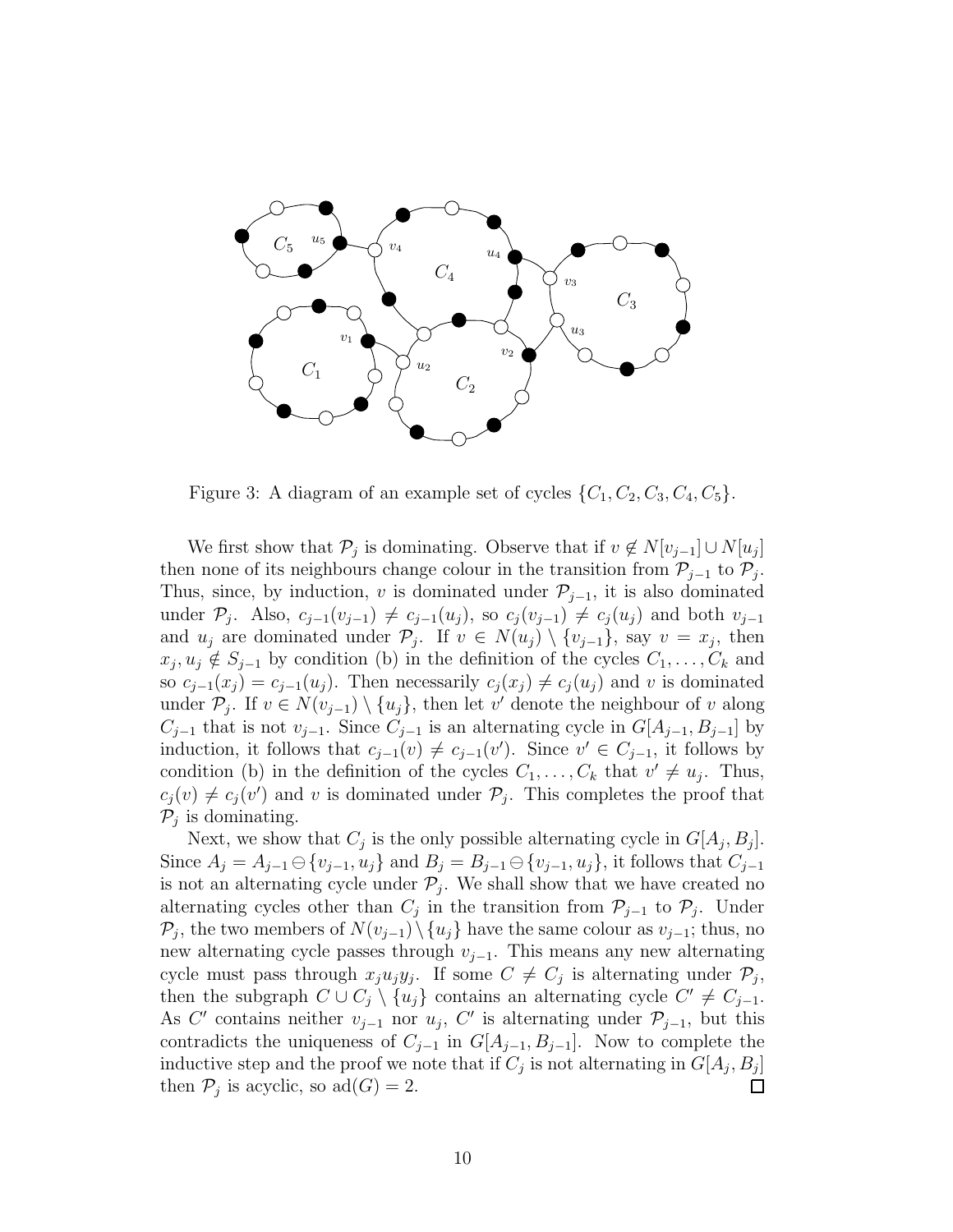Figure 3: A diagram of an example set of cycles $\{C_1, C_2, C_3, C_4, C_5\}$.

We first show that $\mathcal{P}_j$ is dominating. Observe that if $v \notin N[v_{j-1}] \cup N[u_j]$ then none of its neighbours change colour in the transition from $\mathcal{P}_{j-1}$ to $\mathcal{P}_j$. Thus, since, by induction, $v$ is dominated under $\mathcal{P}_{j-1}$, it is also dominated under $\mathcal{P}_j$. Also, $c_{j-1}(v_{j-1}) \neq c_{j-1}(u_j)$, so $c_j(v_{j-1}) \neq c_j(u_j)$ and both $v_{j-1}$ and $u_j$ are dominated under $\mathcal{P}_j$. If $v \in N(u_j) \setminus \{v_{j-1}\}$, say $v = x_j$, then $x_j, u_j \notin S_{j-1}$ by condition (b) in the definition of the cycles $C_1, \ldots, C_k$ and so $c_{j-1}(x_j) = c_{j-1}(u_j)$. Then necessarily $c_j(x_j) \neq c_j(u_j)$ and $v$ is dominated under $\mathcal{P}_j$. If $v \in N(v_{j-1}) \setminus \{u_j\}$, then let $v'$ denote the neighbour of $v$ along $C_{j-1}$ that is not $v_{j-1}$. Since $C_{j-1}$ is an alternating cycle in $G[A_{j-1}, B_{j-1}]$ by induction, it follows that $c_{j-1}(v) \neq c_{j-1}(v')$. Since $v' \in C_{j-1}$, it follows by condition (b) in the definition of the cycles $C_1, \ldots, C_k$ that $v' \neq u_j$. Thus, $c_j(v) \neq c_j(v')$ and $v$ is dominated under $\mathcal{P}_j$. This completes the proof that $\mathcal{P}_j$ is dominating.

Next, we show that $C_j$ is the only possible alternating cycle in $G[A_j, B_j]$. Since $A_j = A_{j-1} \ominus \{v_{j-1}, u_j\}$ and $B_j = B_{j-1} \ominus \{v_{j-1}, u_j\}$, it follows that $C_{j-1}$ is not an alternating cycle under $\mathcal{P}_j$. We shall show that we have created no alternating cycles other than $C_j$ in the transition from $\mathcal{P}_{j-1}$ to $\mathcal{P}_j$. Under $\mathcal{P}_j$, the two members of $N(v_{j-1}) \setminus \{u_j\}$ have the same colour as $v_{j-1}$; thus, no new alternating cycle passes through $v_{j-1}$. This means any new alternating cycle must pass through $x_j u_j y_j$. If some $C \neq C_j$ is alternating under $\mathcal{P}_j$, then the subgraph $C \cup C_j \setminus \{u_j\}$ contains an alternating cycle $C' \neq C_{j-1}$. As $C'$ contains neither $v_{j-1}$ nor $u_j$, $C'$ is alternating under $\mathcal{P}_{j-1}$, but this contradicts the uniqueness of $C_{j-1}$ in $G[A_{j-1}, B_{j-1}]$. Now to complete the inductive step and the proof we note that if $C_j$ is not alternating in $G[A_j, B_j]$ then $\mathcal{P}_j$ is acyclic, so $\mathrm{ad}(G) = 2$. $\square$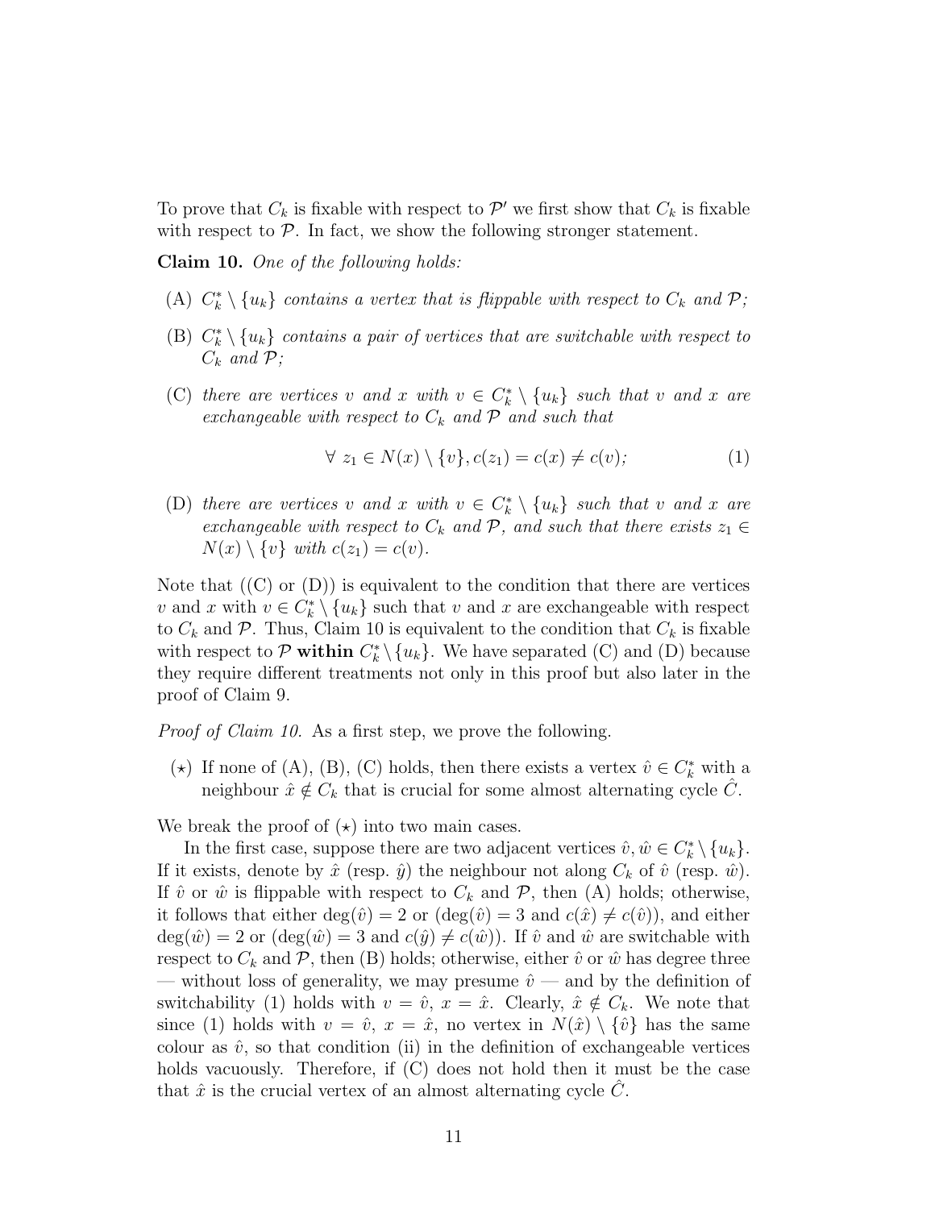To prove that $C_k$ is fixable with respect to $\mathcal{P}'$ we first show that $C_k$ is fixable with respect to $\mathcal{P}$. In fact, we show the following stronger statement.

**Claim 10.** *One of the following holds:*

- (A) *$C_k^* \setminus \{u_k\}$ contains a vertex that is flippable with respect to $C_k$ and $\mathcal{P}$;*
- (B) *$C_k^* \setminus \{u_k\}$ contains a pair of vertices that are switchable with respect to $C_k$ and $\mathcal{P}$;*
- (C) *there are vertices $v$ and $x$ with $v \in C_k^* \setminus \{u_k\}$ such that $v$ and $x$ are exchangeable with respect to $C_k$ and $\mathcal{P}$ and such that*

$$\forall\ z_1 \in N(x) \setminus \{v\}, c(z_1) = c(x) \neq c(v); \tag{1}$$

- (D) *there are vertices $v$ and $x$ with $v \in C_k^* \setminus \{u_k\}$ such that $v$ and $x$ are exchangeable with respect to $C_k$ and $\mathcal{P}$, and such that there exists $z_1 \in N(x) \setminus \{v\}$ with $c(z_1) = c(v)$.*

Note that ((C) or (D)) is equivalent to the condition that there are vertices $v$ and $x$ with $v \in C_k^* \setminus \{u_k\}$ such that $v$ and $x$ are exchangeable with respect to $C_k$ and $\mathcal{P}$. Thus, Claim 10 is equivalent to the condition that $C_k$ is fixable with respect to $\mathcal{P}$ **within** $C_k^* \setminus \{u_k\}$. We have separated (C) and (D) because they require different treatments not only in this proof but also later in the proof of Claim 9.

*Proof of Claim 10.* As a first step, we prove the following.

- ($\star$) If none of (A), (B), (C) holds, then there exists a vertex $\hat{v} \in C_k^*$ with a neighbour $\hat{x} \notin C_k$ that is crucial for some almost alternating cycle $\hat{C}$.

We break the proof of ($\star$) into two main cases.

In the first case, suppose there are two adjacent vertices $\hat{v}, \hat{w} \in C_k^* \setminus \{u_k\}$. If it exists, denote by $\hat{x}$ (resp. $\hat{y}$) the neighbour not along $C_k$ of $\hat{v}$ (resp. $\hat{w}$). If $\hat{v}$ or $\hat{w}$ is flippable with respect to $C_k$ and $\mathcal{P}$, then (A) holds; otherwise, it follows that either $\deg(\hat{v}) = 2$ or ($\deg(\hat{v}) = 3$ and $c(\hat{x}) \neq c(\hat{v})$), and either $\deg(\hat{w}) = 2$ or ($\deg(\hat{w}) = 3$ and $c(\hat{y}) \neq c(\hat{w})$). If $\hat{v}$ and $\hat{w}$ are switchable with respect to $C_k$ and $\mathcal{P}$, then (B) holds; otherwise, either $\hat{v}$ or $\hat{w}$ has degree three — without loss of generality, we may presume $\hat{v}$ — and by the definition of switchability (1) holds with $v = \hat{v}$, $x = \hat{x}$. Clearly, $\hat{x} \notin C_k$. We note that since (1) holds with $v = \hat{v}$, $x = \hat{x}$, no vertex in $N(\hat{x}) \setminus \{\hat{v}\}$ has the same colour as $\hat{v}$, so that condition (ii) in the definition of exchangeable vertices holds vacuously. Therefore, if (C) does not hold then it must be the case that $\hat{x}$ is the crucial vertex of an almost alternating cycle $\hat{C}$.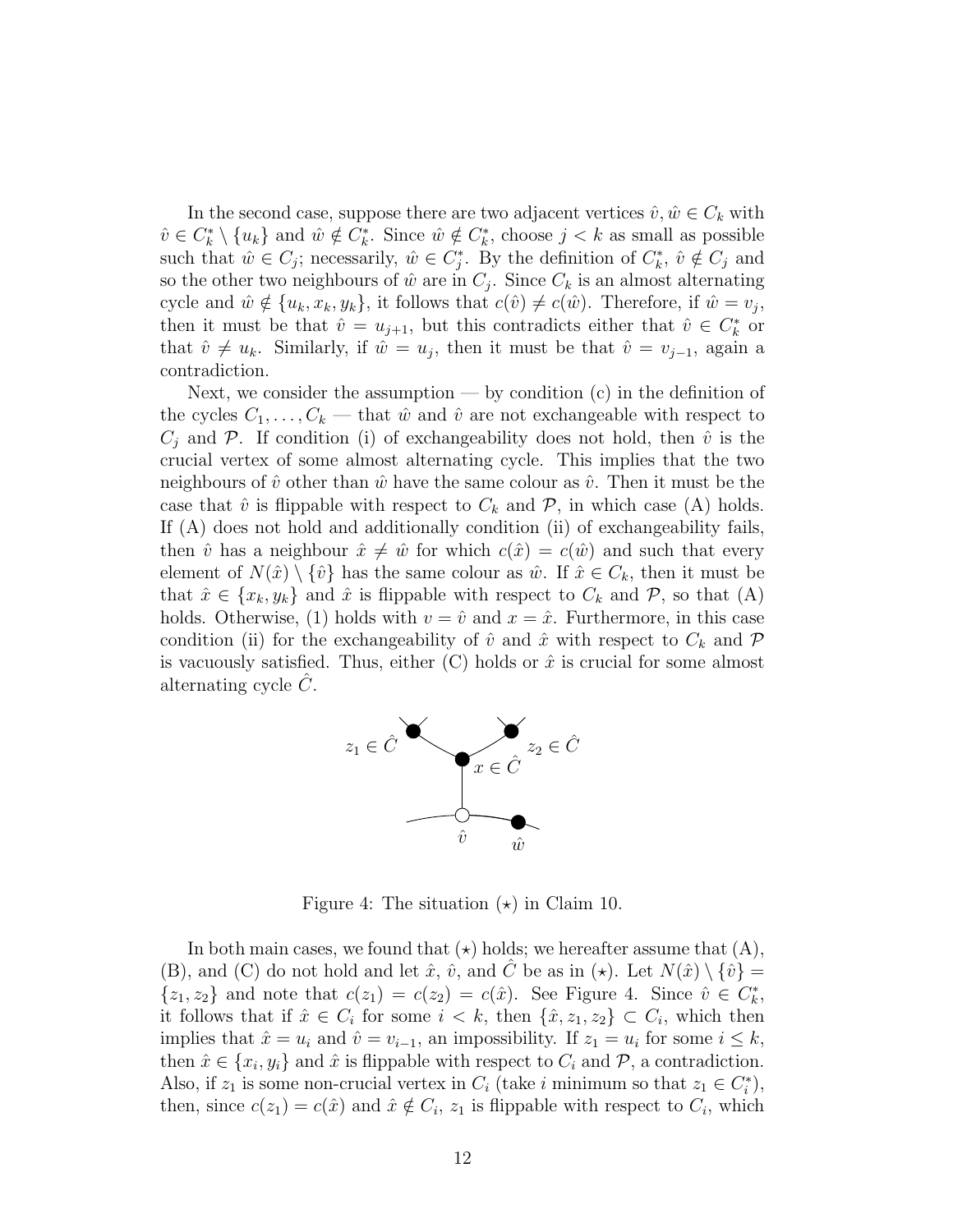In the second case, suppose there are two adjacent vertices $\hat{v}, \hat{w} \in C_k$ with $\hat{v} \in C_k^* \setminus \{u_k\}$ and $\hat{w} \notin C_k^*$. Since $\hat{w} \notin C_k^*$, choose $j < k$ as small as possible such that $\hat{w} \in C_j$; necessarily, $\hat{w} \in C_j^*$. By the definition of $C_k^*$, $\hat{v} \notin C_j$ and so the other two neighbours of $\hat{w}$ are in $C_j$. Since $C_k$ is an almost alternating cycle and $\hat{w} \notin \{u_k, x_k, y_k\}$, it follows that $c(\hat{v}) \neq c(\hat{w})$. Therefore, if $\hat{w} = v_j$, then it must be that $\hat{v} = u_{j+1}$, but this contradicts either that $\hat{v} \in C_k^*$ or that $\hat{v} \neq u_k$. Similarly, if $\hat{w} = u_j$, then it must be that $\hat{v} = v_{j-1}$, again a contradiction.

Next, we consider the assumption — by condition (c) in the definition of the cycles $C_1, \ldots, C_k$ — that $\hat{w}$ and $\hat{v}$ are not exchangeable with respect to $C_j$ and $\mathcal{P}$. If condition (i) of exchangeability does not hold, then $\hat{v}$ is the crucial vertex of some almost alternating cycle. This implies that the two neighbours of $\hat{v}$ other than $\hat{w}$ have the same colour as $\hat{v}$. Then it must be the case that $\hat{v}$ is flippable with respect to $C_k$ and $\mathcal{P}$, in which case (A) holds. If (A) does not hold and additionally condition (ii) of exchangeability fails, then $\hat{v}$ has a neighbour $\hat{x} \neq \hat{w}$ for which $c(\hat{x}) = c(\hat{w})$ and such that every element of $N(\hat{x}) \setminus \{\hat{v}\}$ has the same colour as $\hat{w}$. If $\hat{x} \in C_k$, then it must be that $\hat{x} \in \{x_k, y_k\}$ and $\hat{x}$ is flippable with respect to $C_k$ and $\mathcal{P}$, so that (A) holds. Otherwise, (1) holds with $v = \hat{v}$ and $x = \hat{x}$. Furthermore, in this case condition (ii) for the exchangeability of $\hat{v}$ and $\hat{x}$ with respect to $C_k$ and $\mathcal{P}$ is vacuously satisfied. Thus, either (C) holds or $\hat{x}$ is crucial for some almost alternating cycle $\hat{C}$.

$z_1 \in \hat{C}$

$z_2 \in \hat{C}$

$x \in \hat{C}$

$\hat{v}$

$\hat{w}$

Figure 4: The situation $(\star)$ in Claim 10.

In both main cases, we found that $(\star)$ holds; we hereafter assume that (A), (B), and (C) do not hold and let $\hat{x}$, $\hat{v}$, and $\hat{C}$ be as in $(\star)$. Let $N(\hat{x}) \setminus \{\hat{v}\} = \{z_1, z_2\}$ and note that $c(z_1) = c(z_2) = c(\hat{x})$. See Figure 4. Since $\hat{v} \in C_k^*$, it follows that if $\hat{x} \in C_i$ for some $i < k$, then $\{\hat{x}, z_1, z_2\} \subset C_i$, which then implies that $\hat{x} = u_i$ and $\hat{v} = v_{i-1}$, an impossibility. If $z_1 = u_i$ for some $i \leq k$, then $\hat{x} \in \{x_i, y_i\}$ and $\hat{x}$ is flippable with respect to $C_i$ and $\mathcal{P}$, a contradiction. Also, if $z_1$ is some non-crucial vertex in $C_i$ (take $i$ minimum so that $z_1 \in C_i^*$), then, since $c(z_1) = c(\hat{x})$ and $\hat{x} \notin C_i$, $z_1$ is flippable with respect to $C_i$, which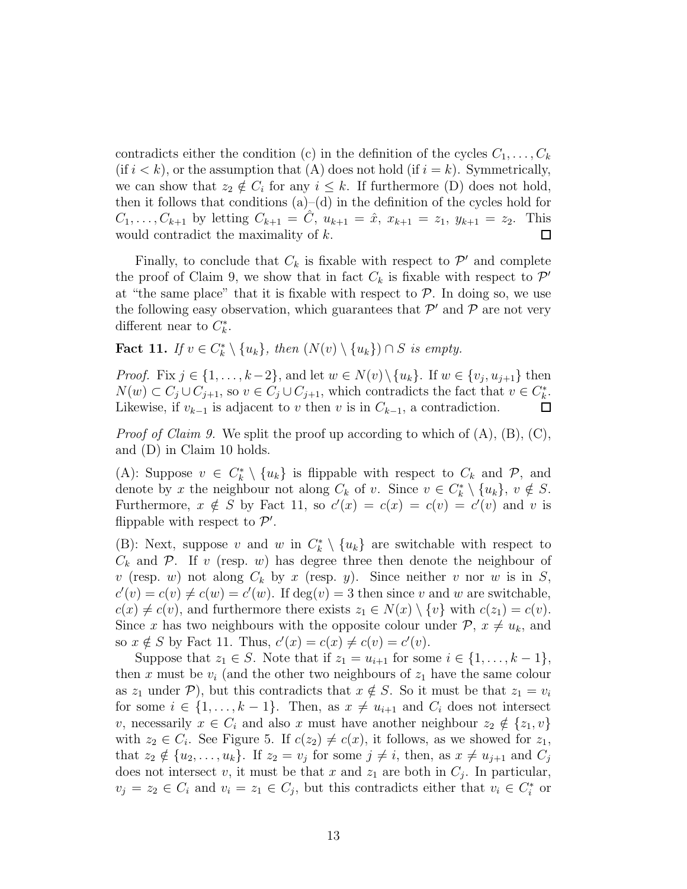contradicts either the condition (c) in the definition of the cycles $C_1, \dots, C_k$ (if $i < k$), or the assumption that (A) does not hold (if $i = k$). Symmetrically, we can show that $z_2 \notin C_i$ for any $i \le k$. If furthermore (D) does not hold, then it follows that conditions (a)–(d) in the definition of the cycles hold for $C_1, \dots, C_{k+1}$ by letting $C_{k+1} = \hat{C}$, $u_{k+1} = \hat{x}$, $x_{k+1} = z_1$, $y_{k+1} = z_2$. This would contradict the maximality of $k$. $\square$

Finally, to conclude that $C_k$ is fixable with respect to $\mathcal{P}'$ and complete the proof of Claim 9, we show that in fact $C_k$ is fixable with respect to $\mathcal{P}'$ at "the same place" that it is fixable with respect to $\mathcal{P}$. In doing so, we use the following easy observation, which guarantees that $\mathcal{P}'$ and $\mathcal{P}$ are not very different near to $C_k^*$.

**Fact 11.** *If $v \in C_k^* \setminus \{u_k\}$, then $(N(v) \setminus \{u_k\}) \cap S$ is empty.*

*Proof.* Fix $j \in \{1, \dots, k-2\}$, and let $w \in N(v) \setminus \{u_k\}$. If $w \in \{v_j, u_{j+1}\}$ then $N(w) \subset C_j \cup C_{j+1}$, so $v \in C_j \cup C_{j+1}$, which contradicts the fact that $v \in C_k^*$. Likewise, if $v_{k-1}$ is adjacent to $v$ then $v$ is in $C_{k-1}$, a contradiction. $\square$

*Proof of Claim 9.* We split the proof up according to which of (A), (B), (C), and (D) in Claim 10 holds.

(A): Suppose $v \in C_k^* \setminus \{u_k\}$ is flippable with respect to $C_k$ and $\mathcal{P}$, and denote by $x$ the neighbour not along $C_k$ of $v$. Since $v \in C_k^* \setminus \{u_k\}$, $v \notin S$. Furthermore, $x \notin S$ by Fact 11, so $c'(x) = c(x) = c(v) = c'(v)$ and $v$ is flippable with respect to $\mathcal{P}'$.

(B): Next, suppose $v$ and $w$ in $C_k^* \setminus \{u_k\}$ are switchable with respect to $C_k$ and $\mathcal{P}$. If $v$ (resp. $w$) has degree three then denote the neighbour of $v$ (resp. $w$) not along $C_k$ by $x$ (resp. $y$). Since neither $v$ nor $w$ is in $S$, $c'(v) = c(v) \neq c(w) = c'(w)$. If $\deg(v) = 3$ then since $v$ and $w$ are switchable, $c(x) \neq c(v)$, and furthermore there exists $z_1 \in N(x) \setminus \{v\}$ with $c(z_1) = c(v)$. Since $x$ has two neighbours with the opposite colour under $\mathcal{P}$, $x \neq u_k$, and so $x \notin S$ by Fact 11. Thus, $c'(x) = c(x) \neq c(v) = c'(v)$.

Suppose that $z_1 \in S$. Note that if $z_1 = u_{i+1}$ for some $i \in \{1, \dots, k-1\}$, then $x$ must be $v_i$ (and the other two neighbours of $z_1$ have the same colour as $z_1$ under $\mathcal{P}$), but this contradicts that $x \notin S$. So it must be that $z_1 = v_i$ for some $i \in \{1, \dots, k-1\}$. Then, as $x \neq u_{i+1}$ and $C_i$ does not intersect $v$, necessarily $x \in C_i$ and also $x$ must have another neighbour $z_2 \notin \{z_1, v\}$ with $z_2 \in C_i$. See Figure 5. If $c(z_2) \neq c(x)$, it follows, as we showed for $z_1$, that $z_2 \notin \{u_2, \dots, u_k\}$. If $z_2 = v_j$ for some $j \neq i$, then, as $x \neq u_{j+1}$ and $C_j$ does not intersect $v$, it must be that $x$ and $z_1$ are both in $C_j$. In particular, $v_j = z_2 \in C_i$ and $v_i = z_1 \in C_j$, but this contradicts either that $v_i \in C_i^*$ or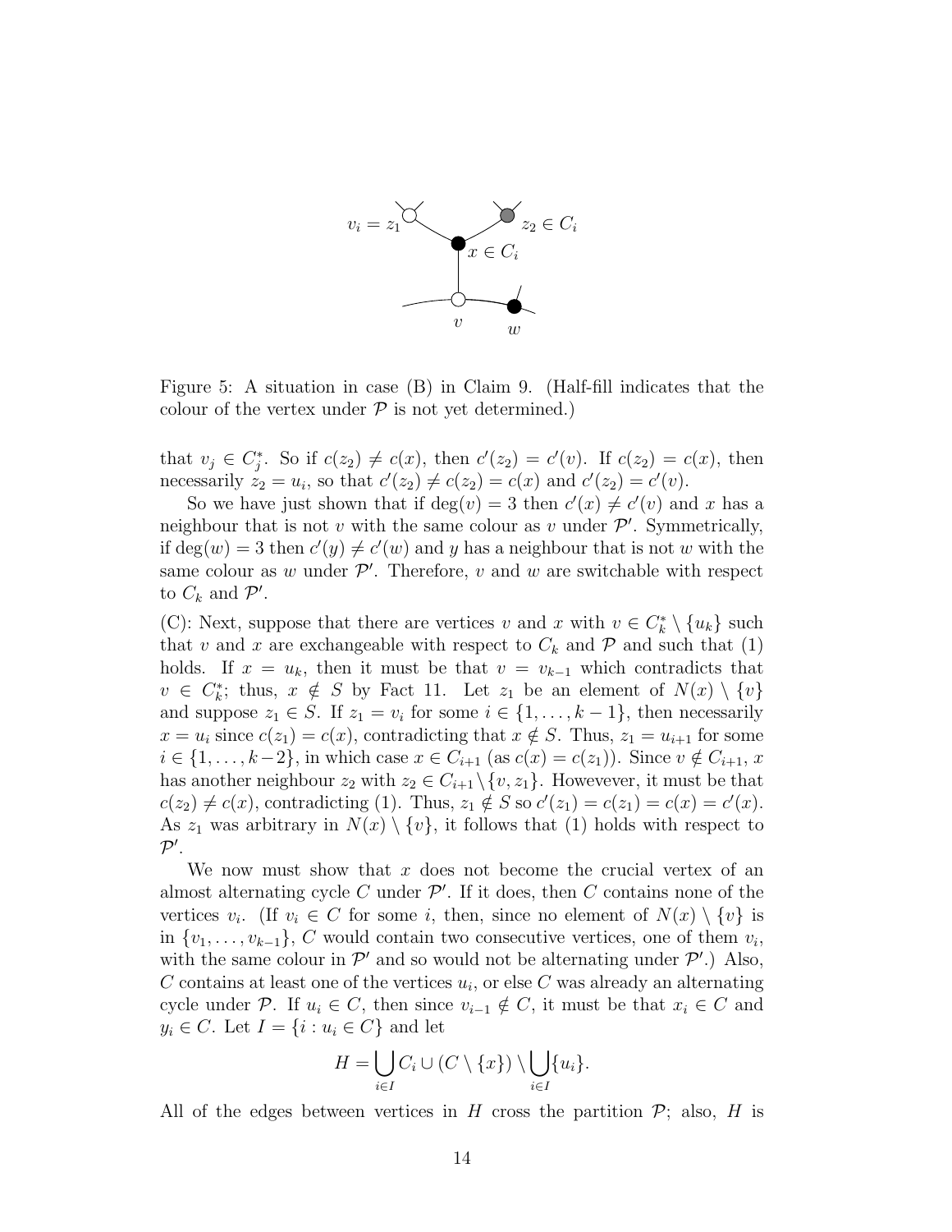$v_i = z_1$

$z_2 \in C_i$

$x \in C_i$

$v$

$w$

Figure 5: A situation in case (B) in Claim 9. (Half-fill indicates that the colour of the vertex under $\mathcal{P}$ is not yet determined.)

that $v_j \in C_j^*$. So if $c(z_2) \neq c(x)$, then $c'(z_2) = c'(v)$. If $c(z_2) = c(x)$, then necessarily $z_2 = u_i$, so that $c'(z_2) \neq c(z_2) = c(x)$ and $c'(z_2) = c'(v)$.

So we have just shown that if $\deg(v) = 3$ then $c'(x) \neq c'(v)$ and $x$ has a neighbour that is not $v$ with the same colour as $v$ under $\mathcal{P}'$. Symmetrically, if $\deg(w) = 3$ then $c'(y) \neq c'(w)$ and $y$ has a neighbour that is not $w$ with the same colour as $w$ under $\mathcal{P}'$. Therefore, $v$ and $w$ are switchable with respect to $C_k$ and $\mathcal{P}'$.

(C): Next, suppose that there are vertices $v$ and $x$ with $v \in C_k^* \setminus \{u_k\}$ such that $v$ and $x$ are exchangeable with respect to $C_k$ and $\mathcal{P}$ and such that (1) holds. If $x = u_k$, then it must be that $v = v_{k-1}$ which contradicts that $v \in C_k^*$; thus, $x \notin S$ by Fact 11. Let $z_1$ be an element of $N(x) \setminus \{v\}$ and suppose $z_1 \in S$. If $z_1 = v_i$ for some $i \in \{1, \ldots, k-1\}$, then necessarily $x = u_i$ since $c(z_1) = c(x)$, contradicting that $x \notin S$. Thus, $z_1 = u_{i+1}$ for some $i \in \{1, \ldots, k-2\}$, in which case $x \in C_{i+1}$ (as $c(x) = c(z_1)$). Since $v \notin C_{i+1}$, $x$ has another neighbour $z_2$ with $z_2 \in C_{i+1} \setminus \{v, z_1\}$. Howevever, it must be that $c(z_2) \neq c(x)$, contradicting (1). Thus, $z_1 \notin S$ so $c'(z_1) = c(z_1) = c(x) = c'(x)$. As $z_1$ was arbitrary in $N(x) \setminus \{v\}$, it follows that (1) holds with respect to $\mathcal{P}'$.

We now must show that $x$ does not become the crucial vertex of an almost alternating cycle $C$ under $\mathcal{P}'$. If it does, then $C$ contains none of the vertices $v_i$. (If $v_i \in C$ for some $i$, then, since no element of $N(x) \setminus \{v\}$ is in $\{v_1, \ldots, v_{k-1}\}$, $C$ would contain two consecutive vertices, one of them $v_i$, with the same colour in $\mathcal{P}'$ and so would not be alternating under $\mathcal{P}'$.) Also, $C$ contains at least one of the vertices $u_i$, or else $C$ was already an alternating cycle under $\mathcal{P}$. If $u_i \in C$, then since $v_{i-1} \notin C$, it must be that $x_i \in C$ and $y_i \in C$. Let $I = \{i : u_i \in C\}$ and let

$$H = \bigcup_{i \in I} C_i \cup (C \setminus \{x\}) \setminus \bigcup_{i \in I} \{u_i\}.$$

All of the edges between vertices in $H$ cross the partition $\mathcal{P}$; also, $H$ is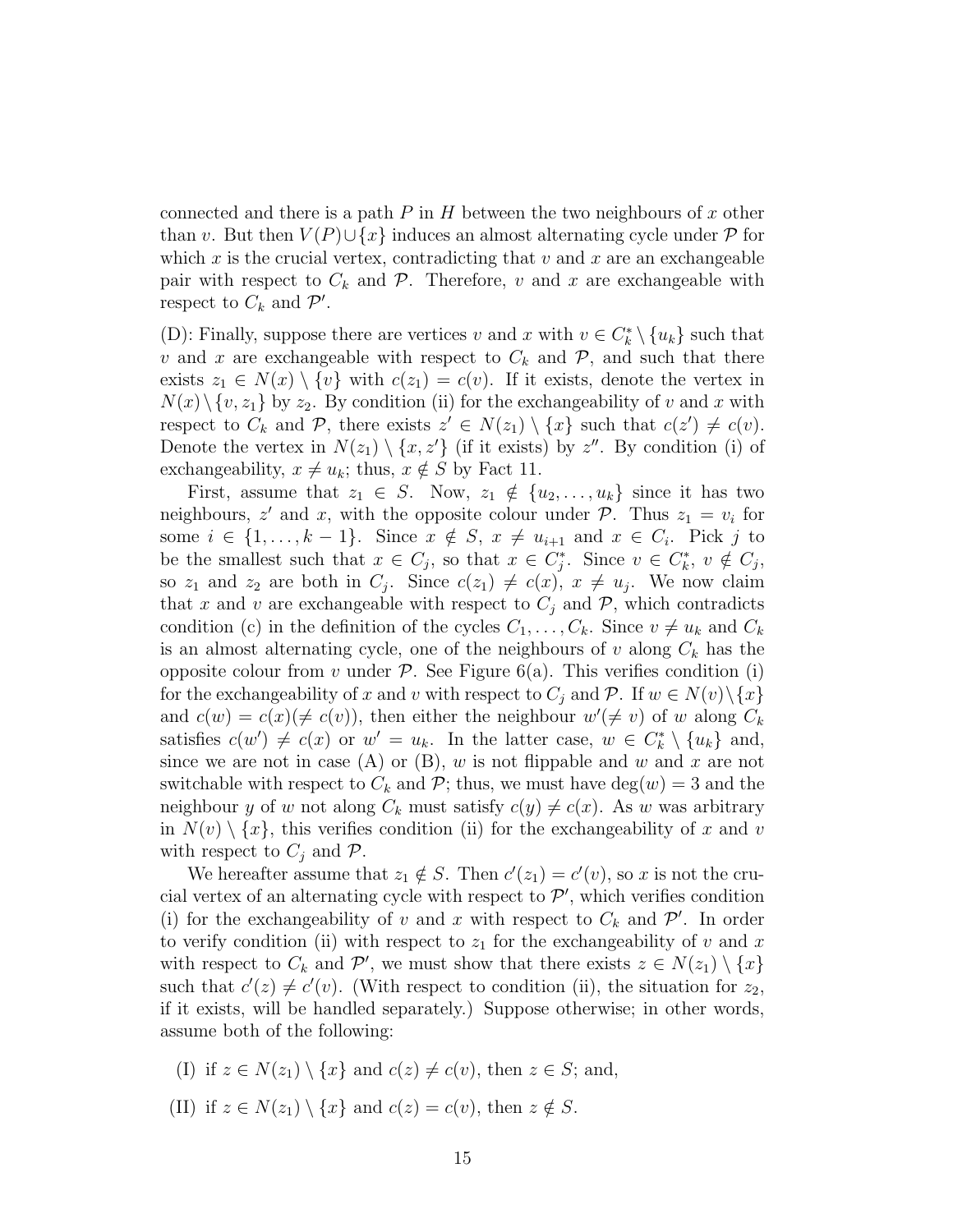connected and there is a path $P$ in $H$ between the two neighbours of $x$ other than $v$. But then $V(P) \cup \{x\}$ induces an almost alternating cycle under $\mathcal{P}$ for which $x$ is the crucial vertex, contradicting that $v$ and $x$ are an exchangeable pair with respect to $C_k$ and $\mathcal{P}$. Therefore, $v$ and $x$ are exchangeable with respect to $C_k$ and $\mathcal{P}'$.

(D): Finally, suppose there are vertices $v$ and $x$ with $v \in C_k^* \setminus \{u_k\}$ such that $v$ and $x$ are exchangeable with respect to $C_k$ and $\mathcal{P}$, and such that there exists $z_1 \in N(x) \setminus \{v\}$ with $c(z_1) = c(v)$. If it exists, denote the vertex in $N(x) \setminus \{v, z_1\}$ by $z_2$. By condition (ii) for the exchangeability of $v$ and $x$ with respect to $C_k$ and $\mathcal{P}$, there exists $z' \in N(z_1) \setminus \{x\}$ such that $c(z') \neq c(v)$. Denote the vertex in $N(z_1) \setminus \{x, z'\}$ (if it exists) by $z''$. By condition (i) of exchangeability, $x \neq u_k$; thus, $x \notin S$ by Fact 11.

First, assume that $z_1 \in S$. Now, $z_1 \notin \{u_2, \dots, u_k\}$ since it has two neighbours, $z'$ and $x$, with the opposite colour under $\mathcal{P}$. Thus $z_1 = v_i$ for some $i \in \{1, \dots, k-1\}$. Since $x \notin S$, $x \neq u_{i+1}$ and $x \in C_i$. Pick $j$ to be the smallest such that $x \in C_j$, so that $x \in C_j^*$. Since $v \in C_k^*$, $v \notin C_j$, so $z_1$ and $z_2$ are both in $C_j$. Since $c(z_1) \neq c(x)$, $x \neq u_j$. We now claim that $x$ and $v$ are exchangeable with respect to $C_j$ and $\mathcal{P}$, which contradicts condition (c) in the definition of the cycles $C_1, \dots, C_k$. Since $v \neq u_k$ and $C_k$ is an almost alternating cycle, one of the neighbours of $v$ along $C_k$ has the opposite colour from $v$ under $\mathcal{P}$. See Figure 6(a). This verifies condition (i) for the exchangeability of $x$ and $v$ with respect to $C_j$ and $\mathcal{P}$. If $w \in N(v) \setminus \{x\}$ and $c(w) = c(x) (\neq c(v))$, then either the neighbour $w' (\neq v)$ of $w$ along $C_k$ satisfies $c(w') \neq c(x)$ or $w' = u_k$. In the latter case, $w \in C_k^* \setminus \{u_k\}$ and, since we are not in case (A) or (B), $w$ is not flippable and $w$ and $x$ are not switchable with respect to $C_k$ and $\mathcal{P}$; thus, we must have $\deg(w) = 3$ and the neighbour $y$ of $w$ not along $C_k$ must satisfy $c(y) \neq c(x)$. As $w$ was arbitrary in $N(v) \setminus \{x\}$, this verifies condition (ii) for the exchangeability of $x$ and $v$ with respect to $C_j$ and $\mathcal{P}$.

We hereafter assume that $z_1 \notin S$. Then $c'(z_1) = c'(v)$, so $x$ is not the crucial vertex of an alternating cycle with respect to $\mathcal{P}'$, which verifies condition (i) for the exchangeability of $v$ and $x$ with respect to $C_k$ and $\mathcal{P}'$. In order to verify condition (ii) with respect to $z_1$ for the exchangeability of $v$ and $x$ with respect to $C_k$ and $\mathcal{P}'$, we must show that there exists $z \in N(z_1) \setminus \{x\}$ such that $c'(z) \neq c'(v)$. (With respect to condition (ii), the situation for $z_2$, if it exists, will be handled separately.) Suppose otherwise; in other words, assume both of the following:

(I) if $z \in N(z_1) \setminus \{x\}$ and $c(z) \neq c(v)$, then $z \in S$; and,

(II) if $z \in N(z_1) \setminus \{x\}$ and $c(z) = c(v)$, then $z \notin S$.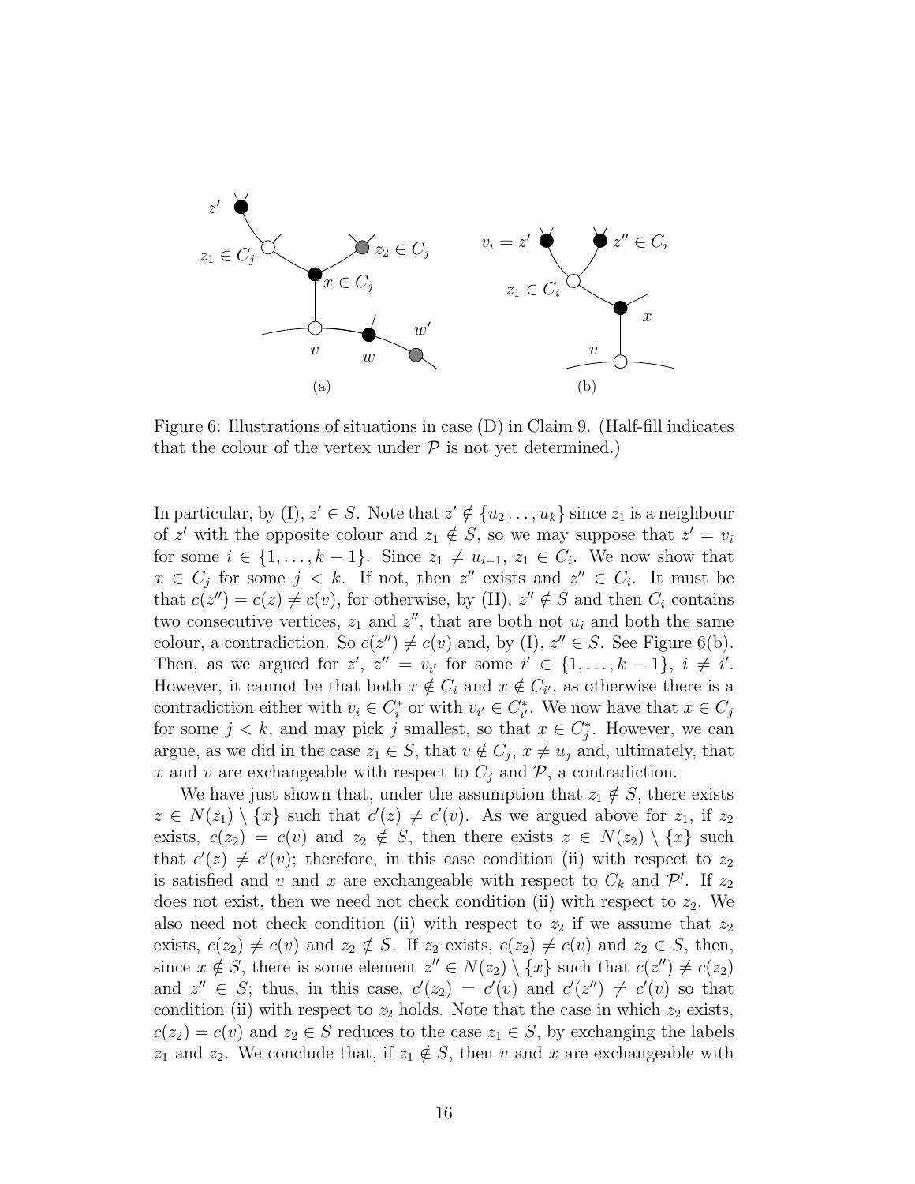(a)

(b)

Figure 6: Illustrations of situations in case (D) in Claim 9. (Half-fill indicates that the colour of the vertex under $\mathcal{P}$ is not yet determined.)

In particular, by (I), $z' \in S$. Note that $z' \notin \{u_2 \ldots, u_k\}$ since $z_1$ is a neighbour of $z'$ with the opposite colour and $z_1 \notin S$, so we may suppose that $z' = v_i$ for some $i \in \{1, \ldots, k-1\}$. Since $z_1 \neq u_{i-1}$, $z_1 \in C_i$. We now show that $x \in C_j$ for some $j < k$. If not, then $z''$ exists and $z'' \in C_i$. It must be that $c(z'') = c(z) \neq c(v)$, for otherwise, by (II), $z'' \notin S$ and then $C_i$ contains two consecutive vertices, $z_1$ and $z''$, that are both not $u_i$ and both the same colour, a contradiction. So $c(z'') \neq c(v)$ and, by (I), $z'' \in S$. See Figure 6(b). Then, as we argued for $z'$, $z'' = v_{i'}$ for some $i' \in \{1, \ldots, k-1\}$, $i \neq i'$. However, it cannot be that both $x \notin C_i$ and $x \notin C_{i'}$, as otherwise there is a contradiction either with $v_i \in C_i^*$ or with $v_{i'} \in C_{i'}^*$. We now have that $x \in C_j$ for some $j < k$, and may pick $j$ smallest, so that $x \in C_j^*$. However, we can argue, as we did in the case $z_1 \in S$, that $v \notin C_j$, $x \neq u_j$ and, ultimately, that $x$ and $v$ are exchangeable with respect to $C_j$ and $\mathcal{P}$, a contradiction.

We have just shown that, under the assumption that $z_1 \notin S$, there exists $z \in N(z_1) \setminus \{x\}$ such that $c'(z) \neq c'(v)$. As we argued above for $z_1$, if $z_2$ exists, $c(z_2) = c(v)$ and $z_2 \notin S$, then there exists $z \in N(z_2) \setminus \{x\}$ such that $c'(z) \neq c'(v)$; therefore, in this case condition (ii) with respect to $z_2$ is satisfied and $v$ and $x$ are exchangeable with respect to $C_k$ and $\mathcal{P}'$. If $z_2$ does not exist, then we need not check condition (ii) with respect to $z_2$. We also need not check condition (ii) with respect to $z_2$ if we assume that $z_2$ exists, $c(z_2) \neq c(v)$ and $z_2 \notin S$. If $z_2$ exists, $c(z_2) \neq c(v)$ and $z_2 \in S$, then, since $x \notin S$, there is some element $z'' \in N(z_2) \setminus \{x\}$ such that $c(z'') \neq c(z_2)$ and $z'' \in S$; thus, in this case, $c'(z_2) = c'(v)$ and $c'(z'') \neq c'(v)$ so that condition (ii) with respect to $z_2$ holds. Note that the case in which $z_2$ exists, $c(z_2) = c(v)$ and $z_2 \in S$ reduces to the case $z_1 \in S$, by exchanging the labels $z_1$ and $z_2$. We conclude that, if $z_1 \notin S$, then $v$ and $x$ are exchangeable with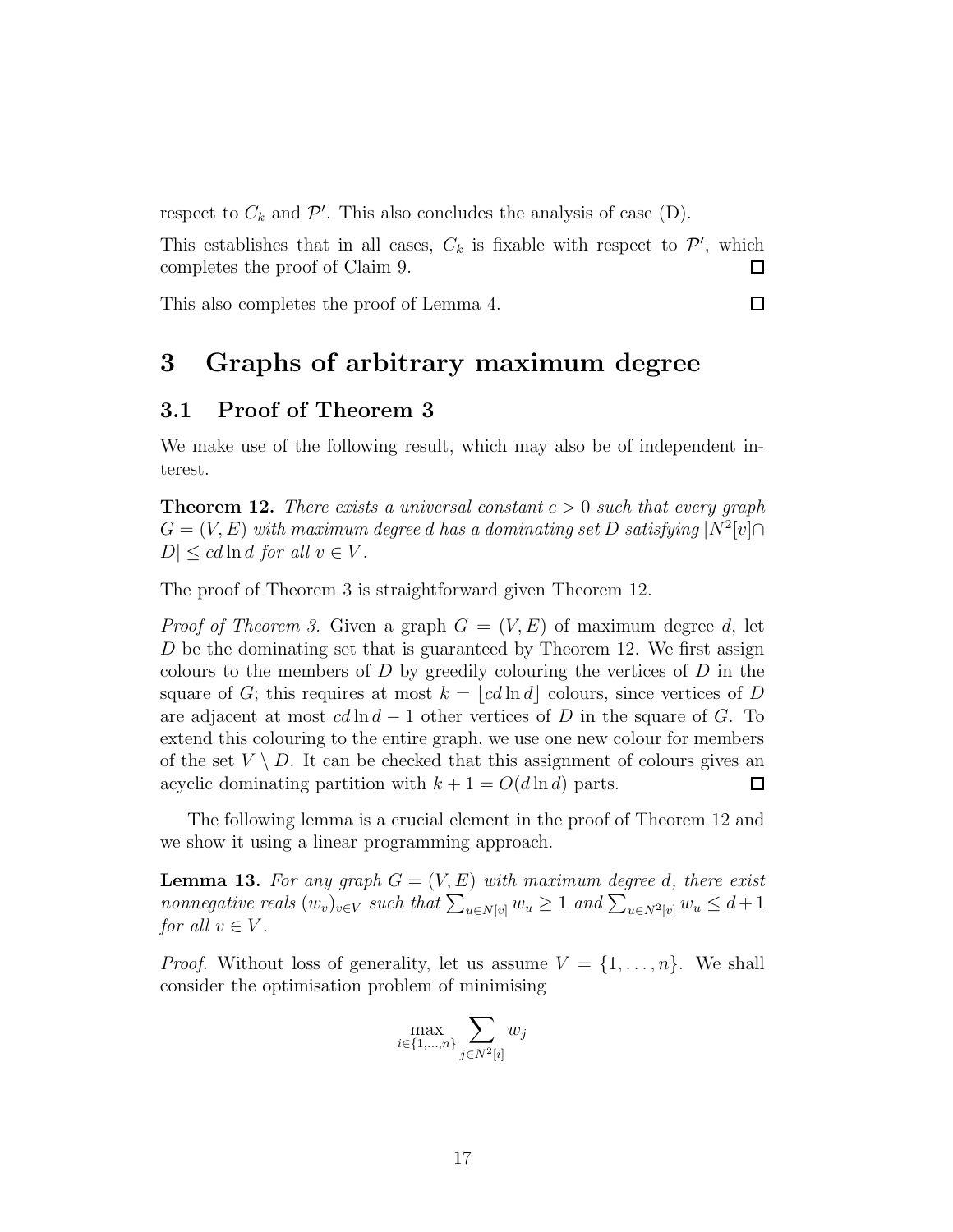respect to $C_k$ and $\mathcal{P}'$. This also concludes the analysis of case (D).

This establishes that in all cases, $C_k$ is fixable with respect to $\mathcal{P}'$, which completes the proof of Claim 9. ◻

This also completes the proof of Lemma 4. ◻

# 3 Graphs of arbitrary maximum degree

## 3.1 Proof of Theorem 3

We make use of the following result, which may also be of independent interest.

**Theorem 12.** *There exists a universal constant $c > 0$ such that every graph $G = (V, E)$ with maximum degree $d$ has a dominating set $D$ satisfying $|N^2[v] \cap D| \leq cd \ln d$ for all $v \in V$.*

The proof of Theorem 3 is straightforward given Theorem 12.

*Proof of Theorem 3.* Given a graph $G = (V, E)$ of maximum degree $d$, let $D$ be the dominating set that is guaranteed by Theorem 12. We first assign colours to the members of $D$ by greedily colouring the vertices of $D$ in the square of $G$; this requires at most $k = \lfloor cd \ln d \rfloor$ colours, since vertices of $D$ are adjacent at most $cd \ln d - 1$ other vertices of $D$ in the square of $G$. To extend this colouring to the entire graph, we use one new colour for members of the set $V \setminus D$. It can be checked that this assignment of colours gives an acyclic dominating partition with $k + 1 = O(d \ln d)$ parts. ◻

The following lemma is a crucial element in the proof of Theorem 12 and we show it using a linear programming approach.

**Lemma 13.** *For any graph $G = (V, E)$ with maximum degree $d$, there exist nonnegative reals $(w_v)_{v \in V}$ such that $\sum_{u \in N[v]} w_u \geq 1$ and $\sum_{u \in N^2[v]} w_u \leq d + 1$ for all $v \in V$.*

*Proof.* Without loss of generality, let us assume $V = \{1, \dots, n\}$. We shall consider the optimisation problem of minimising

$$\max_{i \in \{1,\dots,n\}} \sum_{j \in N^2[i]} w_j$$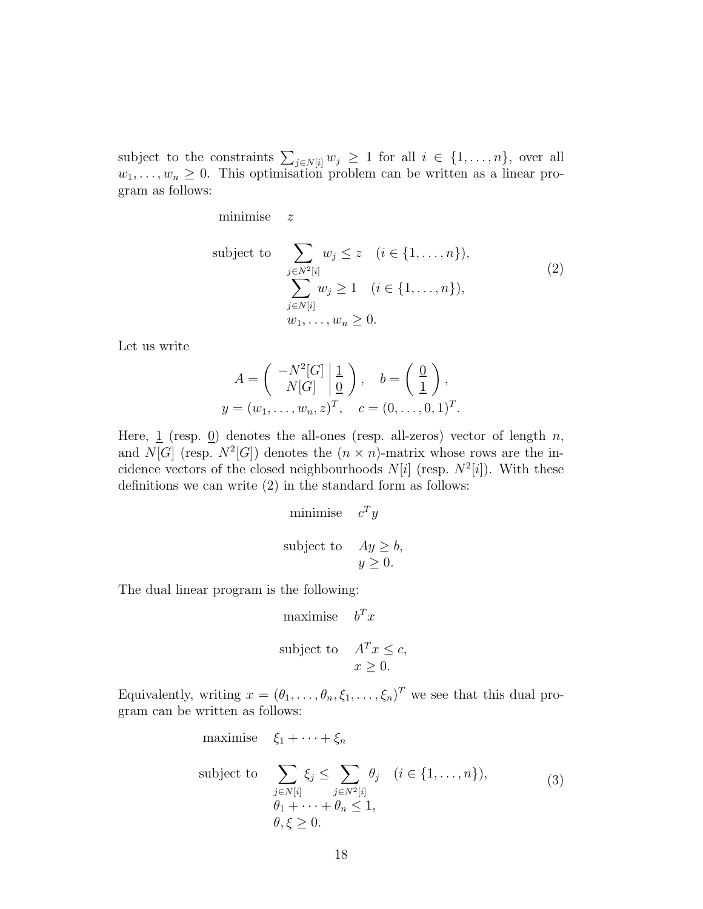subject to the constraints $\sum_{j \in N[i]} w_j \geq 1$ for all $i \in \{1, \ldots, n\}$, over all $w_1, \ldots, w_n \geq 0$. This optimisation problem can be written as a linear program as follows:

$$
\begin{aligned}
\text{minimise} \quad & z \\
\text{subject to} \quad & \sum_{j \in N^2[i]} w_j \leq z \quad (i \in \{1, \ldots, n\}), \\
& \sum_{j \in N[i]} w_j \geq 1 \quad (i \in \{1, \ldots, n\}), \\
& w_1, \ldots, w_n \geq 0.
\end{aligned}
\tag{2}
$$

Let us write

$$
A = \left( \begin{array}{c|c} -N^2[G] & \underline{1} \\ N[G] & \underline{0} \end{array} \right), \quad b = \left( \begin{array}{c} \underline{0} \\ \underline{1} \end{array} \right),
$$
$$
y = (w_1, \ldots, w_n, z)^T, \quad c = (0, \ldots, 0, 1)^T.
$$

Here, $\underline{1}$ (resp. $\underline{0}$) denotes the all-ones (resp. all-zeros) vector of length $n$, and $N[G]$ (resp. $N^2[G]$) denotes the $(n \times n)$-matrix whose rows are the incidence vectors of the closed neighbourhoods $N[i]$ (resp. $N^2[i]$). With these definitions we can write (2) in the standard form as follows:

$$
\begin{aligned}
\text{minimise} \quad & c^T y \\
\text{subject to} \quad & Ay \geq b, \\
& y \geq 0.
\end{aligned}
$$

The dual linear program is the following:

$$
\begin{aligned}
\text{maximise} \quad & b^T x \\
\text{subject to} \quad & A^T x \leq c, \\
& x \geq 0.
\end{aligned}
$$

Equivalently, writing $x = (\theta_1, \ldots, \theta_n, \xi_1, \ldots, \xi_n)^T$ we see that this dual program can be written as follows:

$$
\begin{aligned}
\text{maximise} \quad & \xi_1 + \cdots + \xi_n \\
\text{subject to} \quad & \sum_{j \in N[i]} \xi_j \leq \sum_{j \in N^2[i]} \theta_j \quad (i \in \{1, \ldots, n\}), \\
& \theta_1 + \cdots + \theta_n \leq 1, \\
& \theta, \xi \geq 0.
\end{aligned}
\tag{3}
$$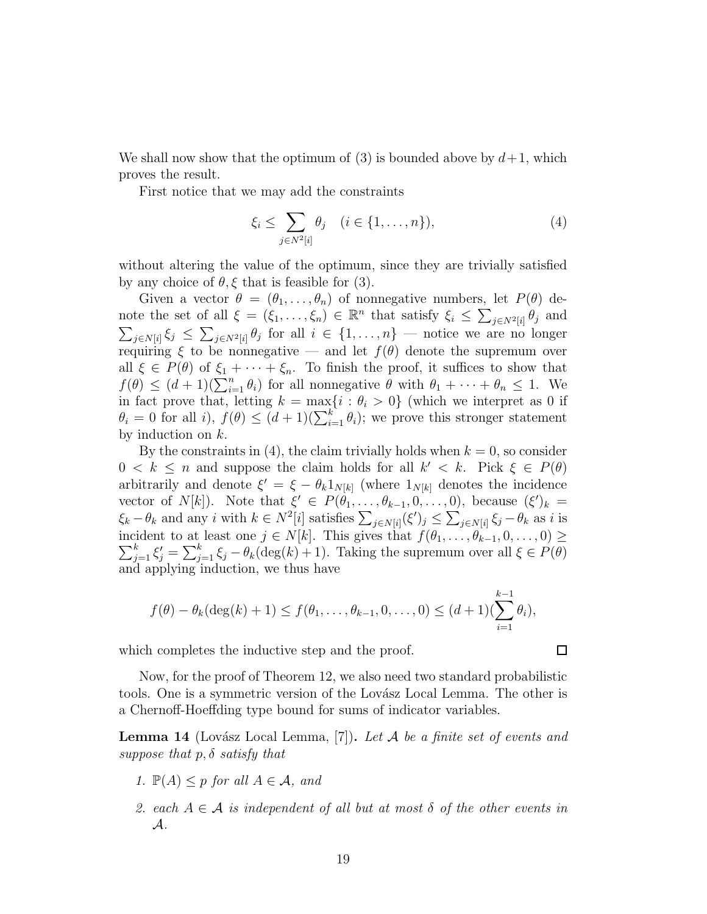We shall now show that the optimum of (3) is bounded above by $d+1$, which proves the result.

First notice that we may add the constraints

$$\xi_i \leq \sum_{j \in N^2[i]} \theta_j \quad (i \in \{1, \ldots, n\}), \tag{4}$$

without altering the value of the optimum, since they are trivially satisfied by any choice of $\theta, \xi$ that is feasible for (3).

Given a vector $\theta = (\theta_1, \ldots, \theta_n)$ of nonnegative numbers, let $P(\theta)$ denote the set of all $\xi = (\xi_1, \ldots, \xi_n) \in \mathbb{R}^n$ that satisfy $\xi_i \leq \sum_{j \in N^2[i]} \theta_j$ and $\sum_{j \in N[i]} \xi_j \leq \sum_{j \in N^2[i]} \theta_j$ for all $i \in \{1, \ldots, n\}$ — notice we are no longer requiring $\xi$ to be nonnegative — and let $f(\theta)$ denote the supremum over all $\xi \in P(\theta)$ of $\xi_1 + \cdots + \xi_n$. To finish the proof, it suffices to show that $f(\theta) \leq (d+1)(\sum_{i=1}^n \theta_i)$ for all nonnegative $\theta$ with $\theta_1 + \cdots + \theta_n \leq 1$. We in fact prove that, letting $k = \max\{i : \theta_i > 0\}$ (which we interpret as 0 if $\theta_i = 0$ for all $i$), $f(\theta) \leq (d+1)(\sum_{i=1}^k \theta_i)$; we prove this stronger statement by induction on $k$.

By the constraints in (4), the claim trivially holds when $k = 0$, so consider $0 < k \leq n$ and suppose the claim holds for all $k' < k$. Pick $\xi \in P(\theta)$ arbitrarily and denote $\xi' = \xi - \theta_k 1_{N[k]}$ (where $1_{N[k]}$ denotes the incidence vector of $N[k]$). Note that $\xi' \in P(\theta_1, \ldots, \theta_{k-1}, 0, \ldots, 0)$, because $(\xi')_k = \xi_k - \theta_k$ and any $i$ with $k \in N^2[i]$ satisfies $\sum_{j \in N[i]} (\xi')_j \leq \sum_{j \in N[i]} \xi_j - \theta_k$ as $i$ is incident to at least one $j \in N[k]$. This gives that $f(\theta_1, \ldots, \theta_{k-1}, 0, \ldots, 0) \geq \sum_{j=1}^k \xi'_j = \sum_{j=1}^k \xi_j - \theta_k(\deg(k)+1)$. Taking the supremum over all $\xi \in P(\theta)$ and applying induction, we thus have

$$f(\theta) - \theta_k(\deg(k)+1) \leq f(\theta_1, \ldots, \theta_{k-1}, 0, \ldots, 0) \leq (d+1)(\sum_{i=1}^{k-1} \theta_i),$$

which completes the inductive step and the proof. □

Now, for the proof of Theorem 12, we also need two standard probabilistic tools. One is a symmetric version of the Lovász Local Lemma. The other is a Chernoff-Hoeffding type bound for sums of indicator variables.

**Lemma 14** (Lovász Local Lemma, [7]). *Let $\mathcal{A}$ be a finite set of events and suppose that $p, \delta$ satisfy that*

1. *$\mathbb{P}(A) \leq p$ for all $A \in \mathcal{A}$, and*
2. *each $A \in \mathcal{A}$ is independent of all but at most $\delta$ of the other events in $\mathcal{A}$.*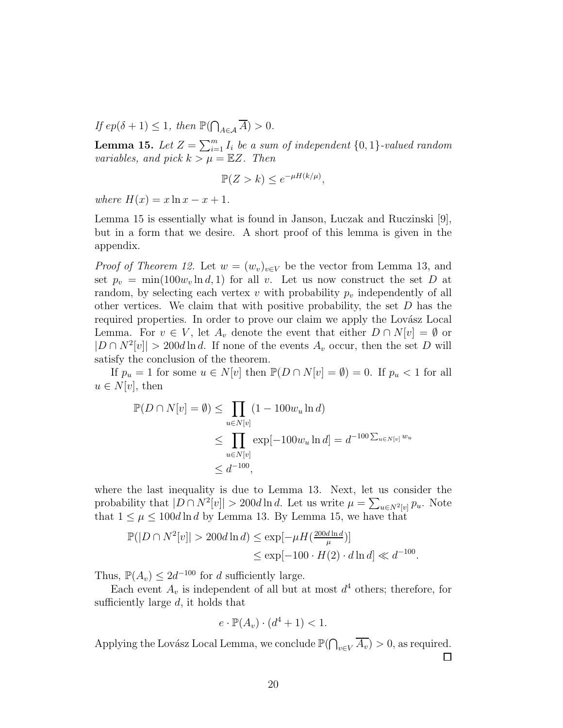*If* $ep(\delta + 1) \leq 1$*, then* $\mathbb{P}(\bigcap_{A \in \mathcal{A}} \overline{A}) > 0$.

**Lemma 15.** *Let* $Z = \sum_{i=1}^{m} I_i$ *be a sum of independent* $\{0,1\}$*-valued random variables, and pick* $k > \mu = \mathbb{E}Z$*. Then*

$$\mathbb{P}(Z > k) \leq e^{-\mu H(k/\mu)},$$

*where* $H(x) = x \ln x - x + 1$.

Lemma 15 is essentially what is found in Janson, Łuczak and Ruczinski [9], but in a form that we desire. A short proof of this lemma is given in the appendix.

*Proof of Theorem 12.* Let $w = (w_v)_{v \in V}$ be the vector from Lemma 13, and set $p_v = \min(100 w_v \ln d, 1)$ for all $v$. Let us now construct the set $D$ at random, by selecting each vertex $v$ with probability $p_v$ independently of all other vertices. We claim that with positive probability, the set $D$ has the required properties. In order to prove our claim we apply the Lovász Local Lemma. For $v \in V$, let $A_v$ denote the event that either $D \cap N[v] = \emptyset$ or $|D \cap N^2[v]| > 200 d \ln d$. If none of the events $A_v$ occur, then the set $D$ will satisfy the conclusion of the theorem.

If $p_u = 1$ for some $u \in N[v]$ then $\mathbb{P}(D \cap N[v] = \emptyset) = 0$. If $p_u < 1$ for all $u \in N[v]$, then

$$\begin{aligned}
\mathbb{P}(D \cap N[v] = \emptyset) &\leq \prod_{u \in N[v]} (1 - 100 w_u \ln d) \\
&\leq \prod_{u \in N[v]} \exp[-100 w_u \ln d] = d^{-100 \sum_{u \in N[v]} w_u} \\
&\leq d^{-100},
\end{aligned}$$

where the last inequality is due to Lemma 13. Next, let us consider the probability that $|D \cap N^2[v]| > 200 d \ln d$. Let us write $\mu = \sum_{u \in N^2[v]} p_u$. Note that $1 \leq \mu \leq 100 d \ln d$ by Lemma 13. By Lemma 15, we have that

$$\begin{aligned}
\mathbb{P}(|D \cap N^2[v]| > 200 d \ln d) &\leq \exp[-\mu H(\tfrac{200 d \ln d}{\mu})] \\
&\leq \exp[-100 \cdot H(2) \cdot d \ln d] \ll d^{-100}.
\end{aligned}$$

Thus, $\mathbb{P}(A_v) \leq 2d^{-100}$ for $d$ sufficiently large.

Each event $A_v$ is independent of all but at most $d^4$ others; therefore, for sufficiently large $d$, it holds that

$$e \cdot \mathbb{P}(A_v) \cdot (d^4 + 1) < 1.$$

Applying the Lovász Local Lemma, we conclude $\mathbb{P}(\bigcap_{v \in V} \overline{A_v}) > 0$, as required. □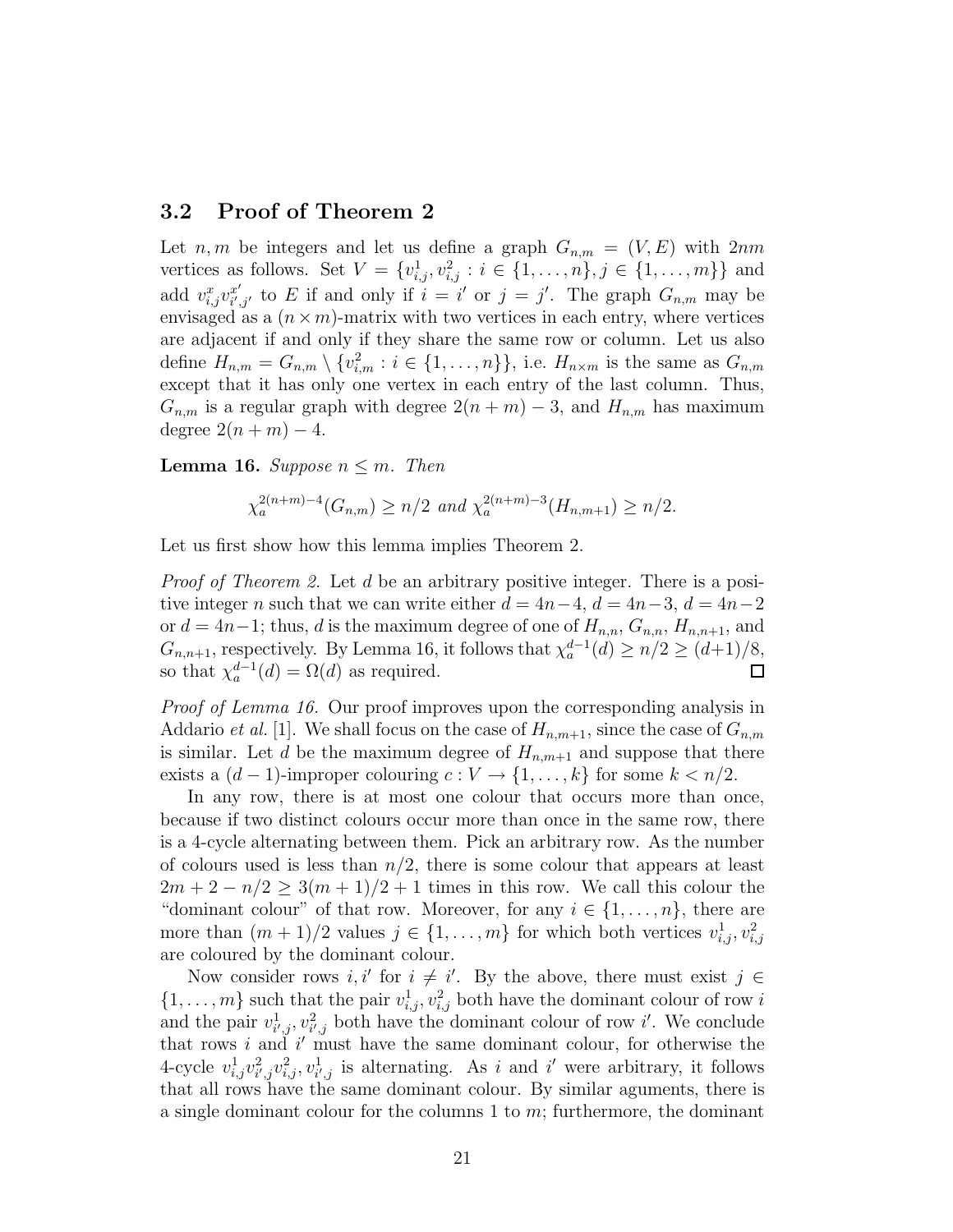### 3.2 Proof of Theorem 2

Let $n, m$ be integers and let us define a graph $G_{n,m} = (V, E)$ with $2nm$ vertices as follows. Set $V = \{v^1_{i,j}, v^2_{i,j} : i \in \{1, \dots, n\}, j \in \{1, \dots, m\}\}$ and add $v^x_{i,j} v^{x'}_{i',j'}$ to $E$ if and only if $i = i'$ or $j = j'$. The graph $G_{n,m}$ may be envisaged as a $(n \times m)$-matrix with two vertices in each entry, where vertices are adjacent if and only if they share the same row or column. Let us also define $H_{n,m} = G_{n,m} \setminus \{v^2_{i,m} : i \in \{1, \dots, n\}\}$, i.e. $H_{n \times m}$ is the same as $G_{n,m}$ except that it has only one vertex in each entry of the last column. Thus, $G_{n,m}$ is a regular graph with degree $2(n + m) - 3$, and $H_{n,m}$ has maximum degree $2(n + m) - 4$.

**Lemma 16.** *Suppose $n \le m$. Then*

$$\chi_a^{2(n+m)-4}(G_{n,m}) \ge n/2 \text{ and } \chi_a^{2(n+m)-3}(H_{n,m+1}) \ge n/2.$$

Let us first show how this lemma implies Theorem 2.

*Proof of Theorem 2.* Let $d$ be an arbitrary positive integer. There is a positive integer $n$ such that we can write either $d = 4n-4$, $d = 4n-3$, $d = 4n-2$ or $d = 4n-1$; thus, $d$ is the maximum degree of one of $H_{n,n}$, $G_{n,n}$, $H_{n,n+1}$, and $G_{n,n+1}$, respectively. By Lemma 16, it follows that $\chi_a^{d-1}(d) \ge n/2 \ge (d+1)/8$, so that $\chi_a^{d-1}(d) = \Omega(d)$ as required. □

*Proof of Lemma 16.* Our proof improves upon the corresponding analysis in Addario *et al.* [1]. We shall focus on the case of $H_{n,m+1}$, since the case of $G_{n,m}$ is similar. Let $d$ be the maximum degree of $H_{n,m+1}$ and suppose that there exists a $(d-1)$-improper colouring $c : V \to \{1, \dots, k\}$ for some $k < n/2$.

In any row, there is at most one colour that occurs more than once, because if two distinct colours occur more than once in the same row, there is a 4-cycle alternating between them. Pick an arbitrary row. As the number of colours used is less than $n/2$, there is some colour that appears at least $2m + 2 - n/2 \ge 3(m + 1)/2 + 1$ times in this row. We call this colour the "dominant colour" of that row. Moreover, for any $i \in \{1, \dots, n\}$, there are more than $(m + 1)/2$ values $j \in \{1, \dots, m\}$ for which both vertices $v^1_{i,j}, v^2_{i,j}$ are coloured by the dominant colour.

Now consider rows $i, i'$ for $i \ne i'$. By the above, there must exist $j \in \{1, \dots, m\}$ such that the pair $v^1_{i,j}, v^2_{i,j}$ both have the dominant colour of row $i$ and the pair $v^1_{i',j}, v^2_{i',j}$ both have the dominant colour of row $i'$. We conclude that rows $i$ and $i'$ must have the same dominant colour, for otherwise the 4-cycle $v^1_{i,j} v^2_{i',j} v^2_{i,j}, v^1_{i',j}$ is alternating. As $i$ and $i'$ were arbitrary, it follows that all rows have the same dominant colour. By similar aguments, there is a single dominant colour for the columns 1 to $m$; furthermore, the dominant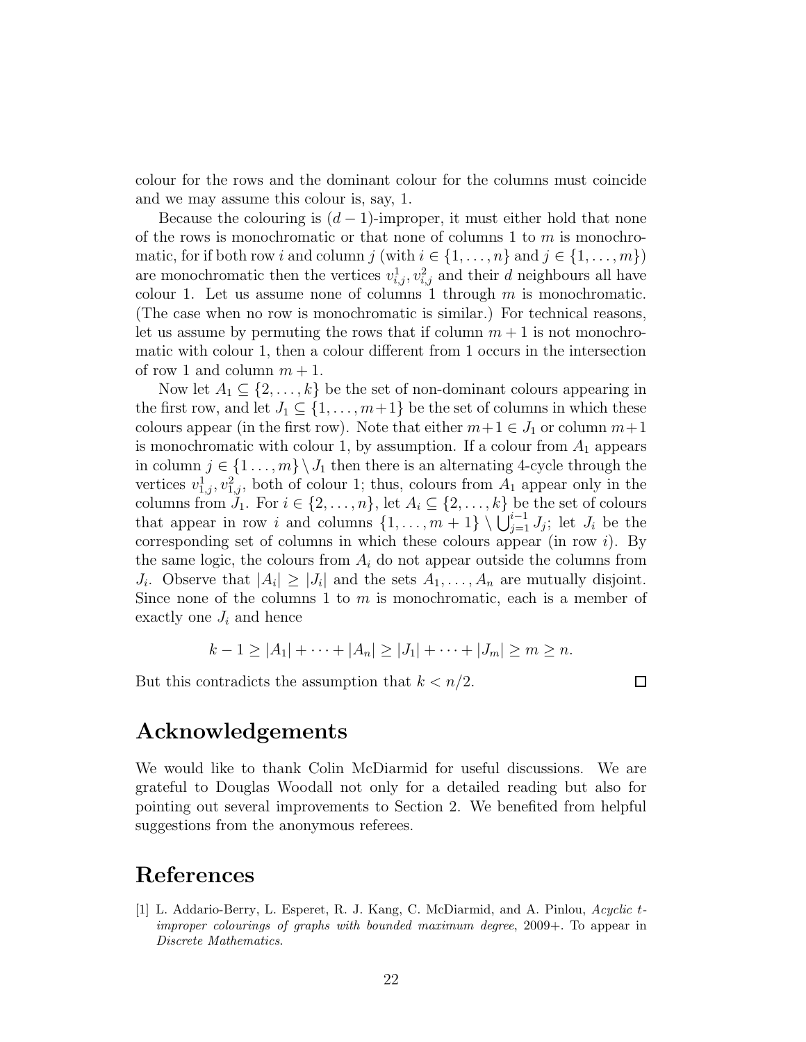colour for the rows and the dominant colour for the columns must coincide and we may assume this colour is, say, 1.

Because the colouring is $(d-1)$-improper, it must either hold that none of the rows is monochromatic or that none of columns 1 to $m$ is monochromatic, for if both row $i$ and column $j$ (with $i \in \{1, \dots, n\}$ and $j \in \{1, \dots, m\}$) are monochromatic then the vertices $v^1_{i,j}, v^2_{i,j}$ and their $d$ neighbours all have colour 1. Let us assume none of columns 1 through $m$ is monochromatic. (The case when no row is monochromatic is similar.) For technical reasons, let us assume by permuting the rows that if column $m+1$ is not monochromatic with colour 1, then a colour different from 1 occurs in the intersection of row 1 and column $m+1$.

Now let $A_1 \subseteq \{2, \dots, k\}$ be the set of non-dominant colours appearing in the first row, and let $J_1 \subseteq \{1, \dots, m+1\}$ be the set of columns in which these colours appear (in the first row). Note that either $m+1 \in J_1$ or column $m+1$ is monochromatic with colour 1, by assumption. If a colour from $A_1$ appears in column $j \in \{1 \dots, m\} \setminus J_1$ then there is an alternating 4-cycle through the vertices $v^1_{1,j}, v^2_{1,j}$, both of colour 1; thus, colours from $A_1$ appear only in the columns from $J_1$. For $i \in \{2, \dots, n\}$, let $A_i \subseteq \{2, \dots, k\}$ be the set of colours that appear in row $i$ and columns $\{1, \dots, m+1\} \setminus \bigcup_{j=1}^{i-1} J_j$; let $J_i$ be the corresponding set of columns in which these colours appear (in row $i$). By the same logic, the colours from $A_i$ do not appear outside the columns from $J_i$. Observe that $|A_i| \geq |J_i|$ and the sets $A_1, \dots, A_n$ are mutually disjoint. Since none of the columns 1 to $m$ is monochromatic, each is a member of exactly one $J_i$ and hence

$$k - 1 \geq |A_1| + \cdots + |A_n| \geq |J_1| + \cdots + |J_m| \geq m \geq n.$$

But this contradicts the assumption that $k < n/2$. □

## Acknowledgements

We would like to thank Colin McDiarmid for useful discussions. We are grateful to Douglas Woodall not only for a detailed reading but also for pointing out several improvements to Section 2. We benefited from helpful suggestions from the anonymous referees.

## References

[1] L. Addario-Berry, L. Esperet, R. J. Kang, C. McDiarmid, and A. Pinlou, *Acyclic $t$-improper colourings of graphs with bounded maximum degree*, 2009+. To appear in *Discrete Mathematics*.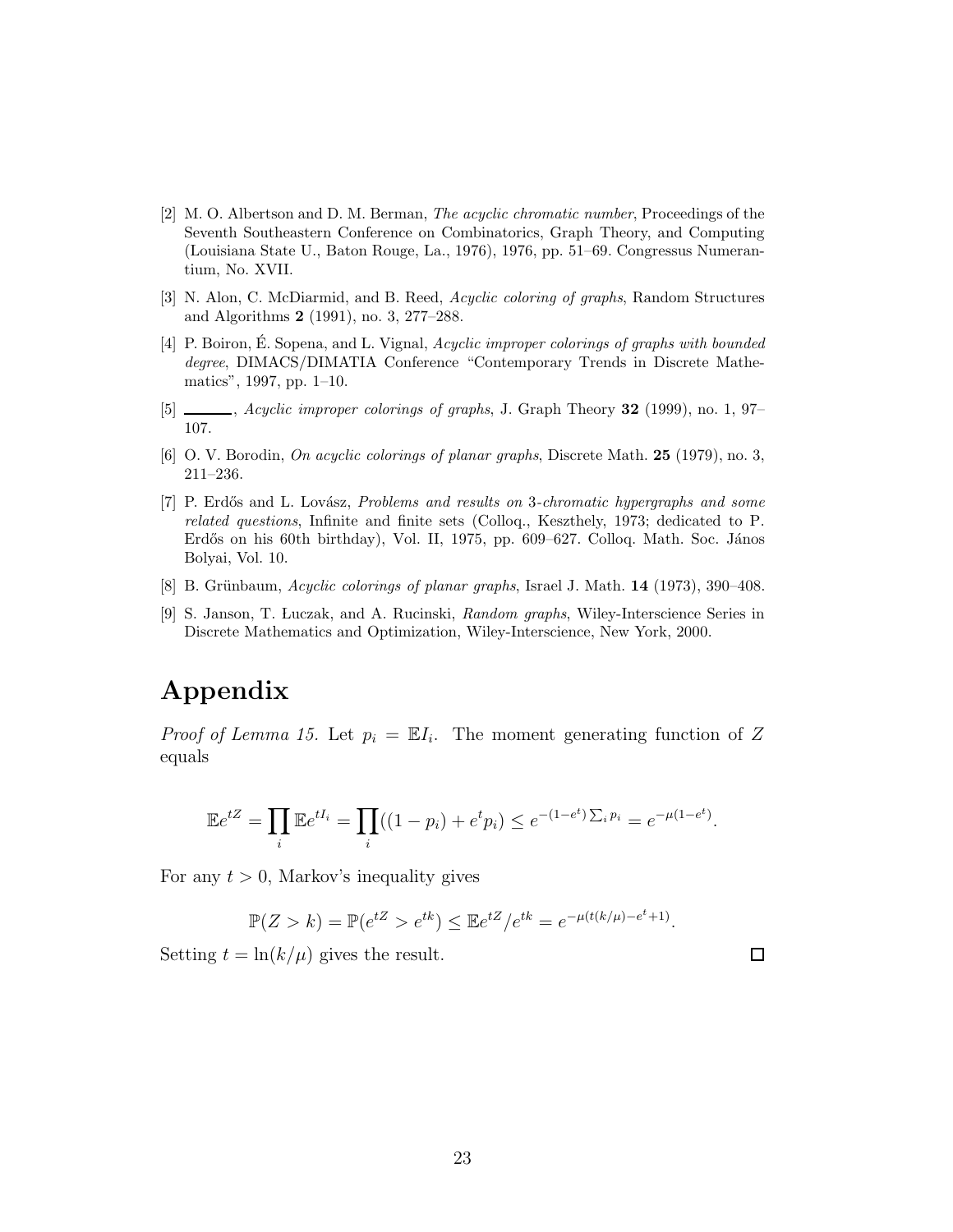[2] M. O. Albertson and D. M. Berman, *The acyclic chromatic number*, Proceedings of the Seventh Southeastern Conference on Combinatorics, Graph Theory, and Computing (Louisiana State U., Baton Rouge, La., 1976), 1976, pp. 51–69. Congressus Numerantium, No. XVII.

[3] N. Alon, C. McDiarmid, and B. Reed, *Acyclic coloring of graphs*, Random Structures and Algorithms **2** (1991), no. 3, 277–288.

[4] P. Boiron, É. Sopena, and L. Vignal, *Acyclic improper colorings of graphs with bounded degree*, DIMACS/DIMATIA Conference "Contemporary Trends in Discrete Mathematics", 1997, pp. 1–10.

[5] ______, *Acyclic improper colorings of graphs*, J. Graph Theory **32** (1999), no. 1, 97–107.

[6] O. V. Borodin, *On acyclic colorings of planar graphs*, Discrete Math. **25** (1979), no. 3, 211–236.

[7] P. Erdős and L. Lovász, *Problems and results on 3-chromatic hypergraphs and some related questions*, Infinite and finite sets (Colloq., Keszthely, 1973; dedicated to P. Erdős on his 60th birthday), Vol. II, 1975, pp. 609–627. Colloq. Math. Soc. János Bolyai, Vol. 10.

[8] B. Grünbaum, *Acyclic colorings of planar graphs*, Israel J. Math. **14** (1973), 390–408.

[9] S. Janson, T. Łuczak, and A. Rucinski, *Random graphs*, Wiley-Interscience Series in Discrete Mathematics and Optimization, Wiley-Interscience, New York, 2000.

# Appendix

*Proof of Lemma 15.* Let $p_i = \mathbb{E}I_i$. The moment generating function of $Z$ equals

$$\mathbb{E}e^{tZ} = \prod_i \mathbb{E}e^{tI_i} = \prod_i ((1-p_i) + e^t p_i) \le e^{-(1-e^t)\sum_i p_i} = e^{-\mu(1-e^t)}.$$

For any $t > 0$, Markov's inequality gives

$$\mathbb{P}(Z > k) = \mathbb{P}(e^{tZ} > e^{tk}) \le \mathbb{E}e^{tZ}/e^{tk} = e^{-\mu(t(k/\mu) - e^t + 1)}.$$

Setting $t = \ln(k/\mu)$ gives the result. □